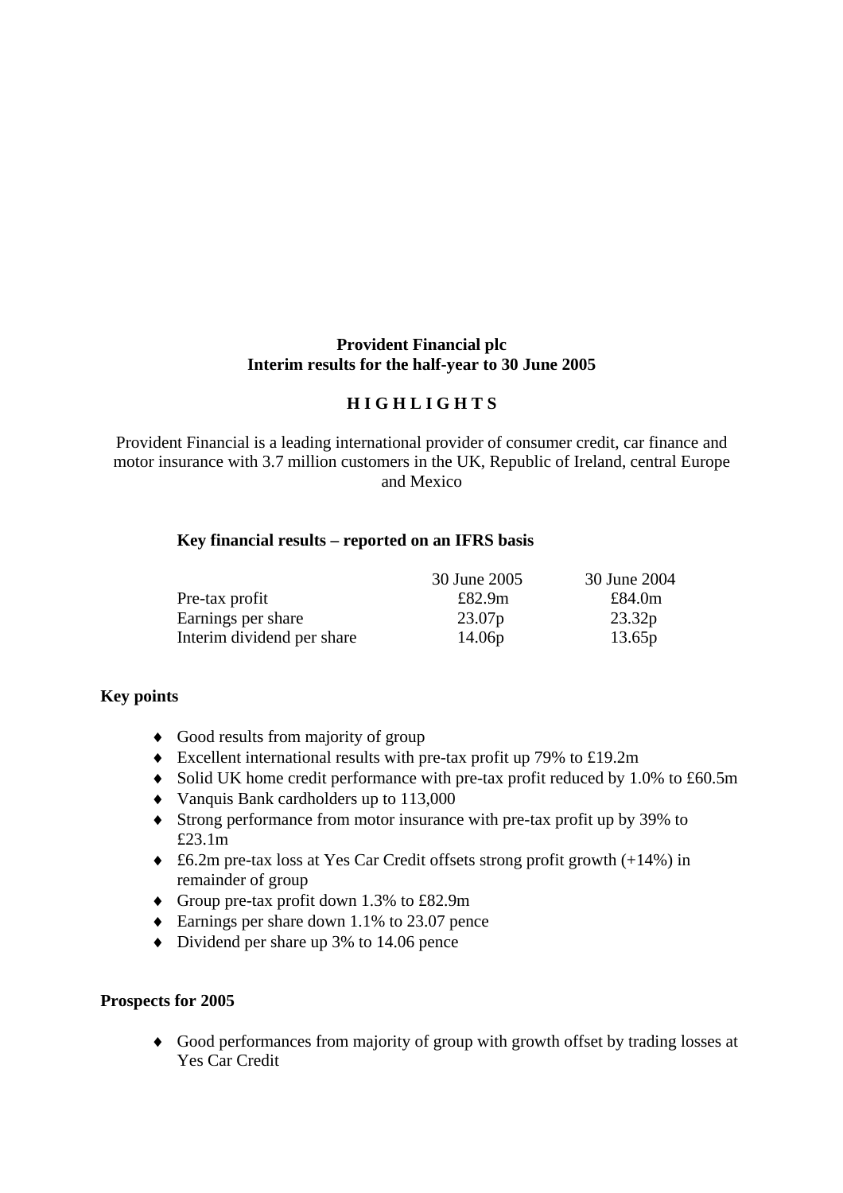**Provident Financial plc**
**Interim results for the half-year to 30 June 2005**

**H I G H L I G H T S**

Provident Financial is a leading international provider of consumer credit, car finance and motor insurance with 3.7 million customers in the UK, Republic of Ireland, central Europe and Mexico

**Key financial results – reported on an IFRS basis**

| | 30 June 2005 | 30 June 2004 |
|---|---|---|
| Pre-tax profit | £82.9m | £84.0m |
| Earnings per share | 23.07p | 23.32p |
| Interim dividend per share | 14.06p | 13.65p |

**Key points**

- Good results from majority of group
- Excellent international results with pre-tax profit up 79% to £19.2m
- Solid UK home credit performance with pre-tax profit reduced by 1.0% to £60.5m
- Vanquis Bank cardholders up to 113,000
- Strong performance from motor insurance with pre-tax profit up by 39% to £23.1m
- £6.2m pre-tax loss at Yes Car Credit offsets strong profit growth (+14%) in remainder of group
- Group pre-tax profit down 1.3% to £82.9m
- Earnings per share down 1.1% to 23.07 pence
- Dividend per share up 3% to 14.06 pence

**Prospects for 2005**

- Good performances from majority of group with growth offset by trading losses at Yes Car Credit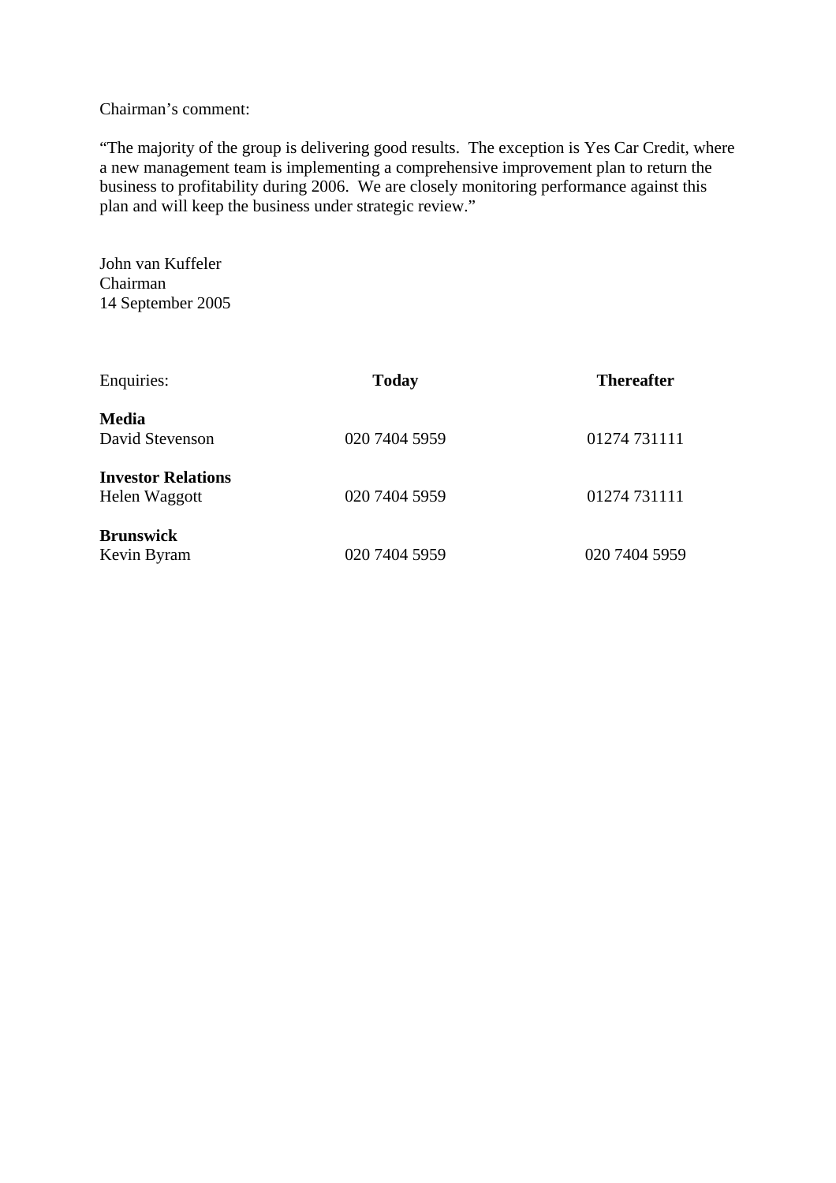Chairman's comment:

"The majority of the group is delivering good results.  The exception is Yes Car Credit, where a new management team is implementing a comprehensive improvement plan to return the business to profitability during 2006.  We are closely monitoring performance against this plan and will keep the business under strategic review."

John van Kuffeler
Chairman
14 September 2005

| Enquiries: | **Today** | **Thereafter** |
|---|---|---|
| **Media** | | |
| David Stevenson | 020 7404 5959 | 01274 731111 |
| **Investor Relations** | | |
| Helen Waggott | 020 7404 5959 | 01274 731111 |
| **Brunswick** | | |
| Kevin Byram | 020 7404 5959 | 020 7404 5959 |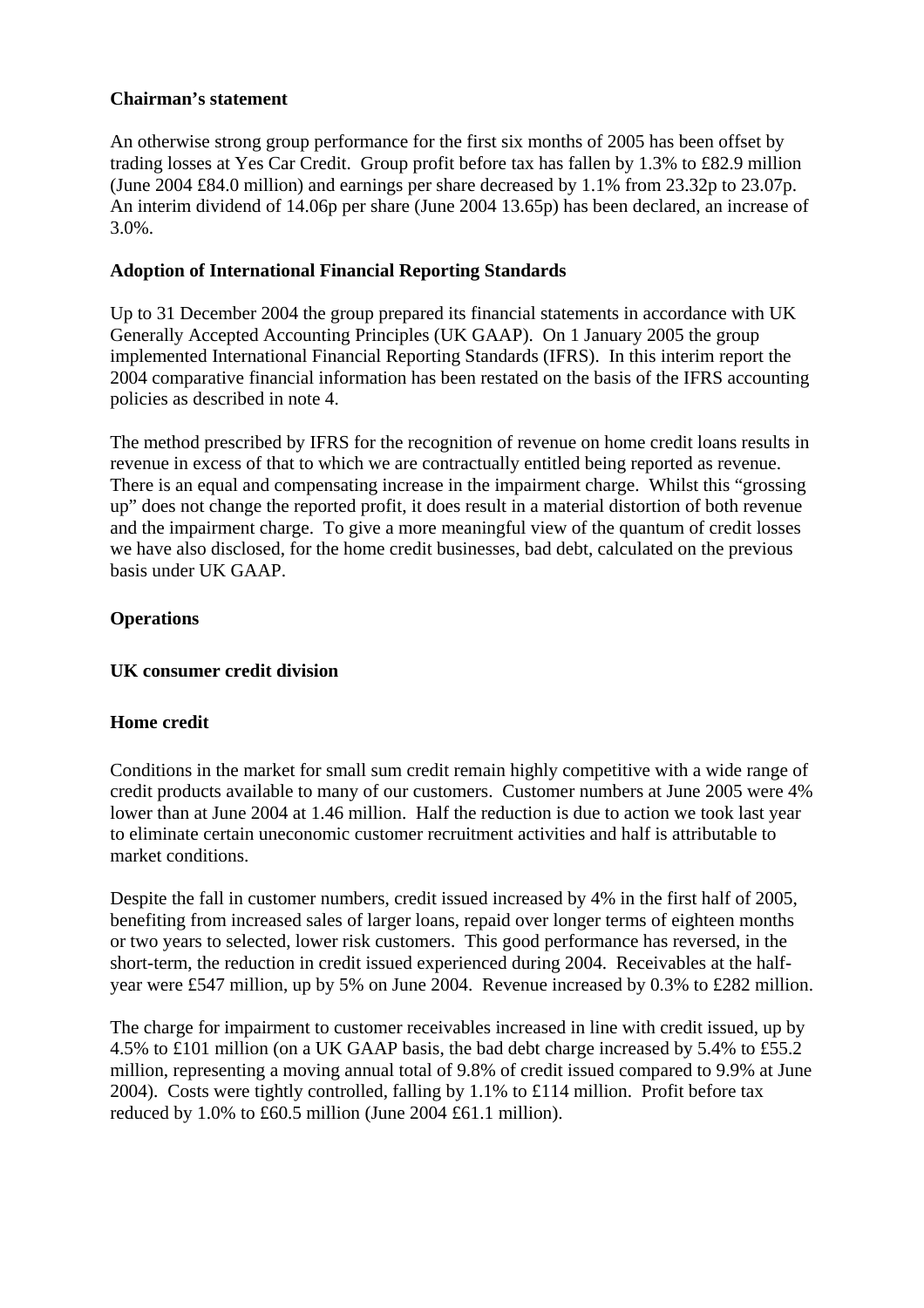**Chairman's statement**

An otherwise strong group performance for the first six months of 2005 has been offset by trading losses at Yes Car Credit. Group profit before tax has fallen by 1.3% to £82.9 million (June 2004 £84.0 million) and earnings per share decreased by 1.1% from 23.32p to 23.07p. An interim dividend of 14.06p per share (June 2004 13.65p) has been declared, an increase of 3.0%.

**Adoption of International Financial Reporting Standards**

Up to 31 December 2004 the group prepared its financial statements in accordance with UK Generally Accepted Accounting Principles (UK GAAP). On 1 January 2005 the group implemented International Financial Reporting Standards (IFRS). In this interim report the 2004 comparative financial information has been restated on the basis of the IFRS accounting policies as described in note 4.

The method prescribed by IFRS for the recognition of revenue on home credit loans results in revenue in excess of that to which we are contractually entitled being reported as revenue. There is an equal and compensating increase in the impairment charge. Whilst this "grossing up" does not change the reported profit, it does result in a material distortion of both revenue and the impairment charge. To give a more meaningful view of the quantum of credit losses we have also disclosed, for the home credit businesses, bad debt, calculated on the previous basis under UK GAAP.

**Operations**

**UK consumer credit division**

**Home credit**

Conditions in the market for small sum credit remain highly competitive with a wide range of credit products available to many of our customers. Customer numbers at June 2005 were 4% lower than at June 2004 at 1.46 million. Half the reduction is due to action we took last year to eliminate certain uneconomic customer recruitment activities and half is attributable to market conditions.

Despite the fall in customer numbers, credit issued increased by 4% in the first half of 2005, benefiting from increased sales of larger loans, repaid over longer terms of eighteen months or two years to selected, lower risk customers. This good performance has reversed, in the short-term, the reduction in credit issued experienced during 2004. Receivables at the half-year were £547 million, up by 5% on June 2004. Revenue increased by 0.3% to £282 million.

The charge for impairment to customer receivables increased in line with credit issued, up by 4.5% to £101 million (on a UK GAAP basis, the bad debt charge increased by 5.4% to £55.2 million, representing a moving annual total of 9.8% of credit issued compared to 9.9% at June 2004). Costs were tightly controlled, falling by 1.1% to £114 million. Profit before tax reduced by 1.0% to £60.5 million (June 2004 £61.1 million).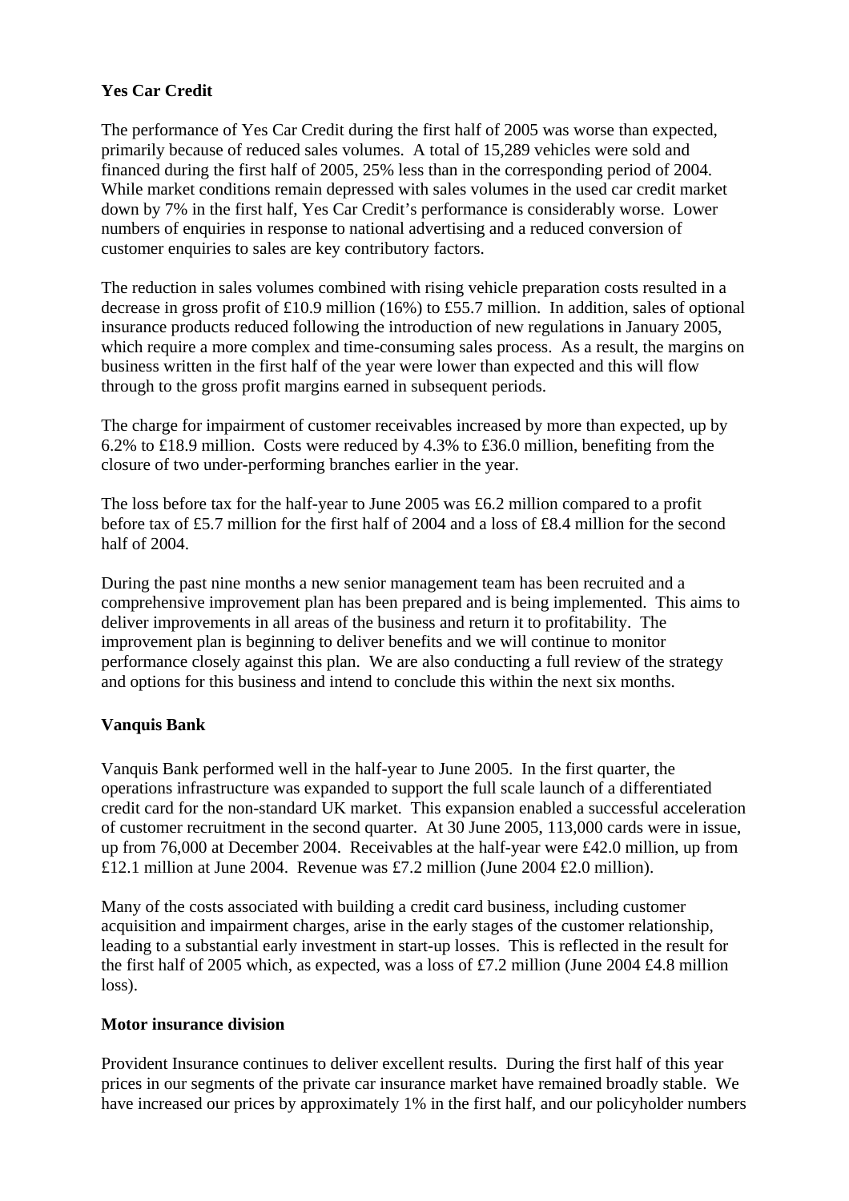**Yes Car Credit**

The performance of Yes Car Credit during the first half of 2005 was worse than expected, primarily because of reduced sales volumes. A total of 15,289 vehicles were sold and financed during the first half of 2005, 25% less than in the corresponding period of 2004. While market conditions remain depressed with sales volumes in the used car credit market down by 7% in the first half, Yes Car Credit's performance is considerably worse. Lower numbers of enquiries in response to national advertising and a reduced conversion of customer enquiries to sales are key contributory factors.

The reduction in sales volumes combined with rising vehicle preparation costs resulted in a decrease in gross profit of £10.9 million (16%) to £55.7 million. In addition, sales of optional insurance products reduced following the introduction of new regulations in January 2005, which require a more complex and time-consuming sales process. As a result, the margins on business written in the first half of the year were lower than expected and this will flow through to the gross profit margins earned in subsequent periods.

The charge for impairment of customer receivables increased by more than expected, up by 6.2% to £18.9 million. Costs were reduced by 4.3% to £36.0 million, benefiting from the closure of two under-performing branches earlier in the year.

The loss before tax for the half-year to June 2005 was £6.2 million compared to a profit before tax of £5.7 million for the first half of 2004 and a loss of £8.4 million for the second half of 2004.

During the past nine months a new senior management team has been recruited and a comprehensive improvement plan has been prepared and is being implemented. This aims to deliver improvements in all areas of the business and return it to profitability. The improvement plan is beginning to deliver benefits and we will continue to monitor performance closely against this plan. We are also conducting a full review of the strategy and options for this business and intend to conclude this within the next six months.

**Vanquis Bank**

Vanquis Bank performed well in the half-year to June 2005. In the first quarter, the operations infrastructure was expanded to support the full scale launch of a differentiated credit card for the non-standard UK market. This expansion enabled a successful acceleration of customer recruitment in the second quarter. At 30 June 2005, 113,000 cards were in issue, up from 76,000 at December 2004. Receivables at the half-year were £42.0 million, up from £12.1 million at June 2004. Revenue was £7.2 million (June 2004 £2.0 million).

Many of the costs associated with building a credit card business, including customer acquisition and impairment charges, arise in the early stages of the customer relationship, leading to a substantial early investment in start-up losses. This is reflected in the result for the first half of 2005 which, as expected, was a loss of £7.2 million (June 2004 £4.8 million loss).

**Motor insurance division**

Provident Insurance continues to deliver excellent results. During the first half of this year prices in our segments of the private car insurance market have remained broadly stable. We have increased our prices by approximately 1% in the first half, and our policyholder numbers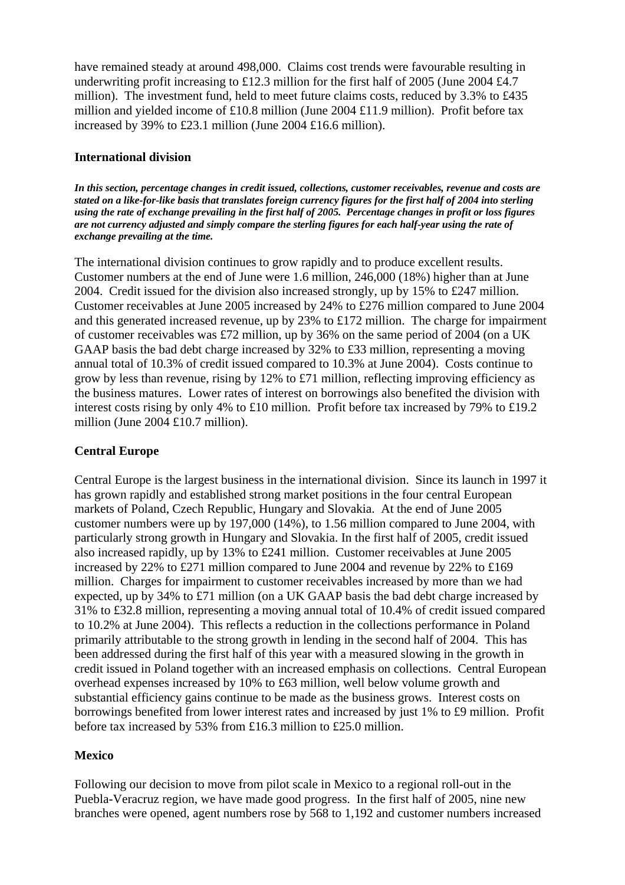have remained steady at around 498,000. Claims cost trends were favourable resulting in underwriting profit increasing to £12.3 million for the first half of 2005 (June 2004 £4.7 million). The investment fund, held to meet future claims costs, reduced by 3.3% to £435 million and yielded income of £10.8 million (June 2004 £11.9 million). Profit before tax increased by 39% to £23.1 million (June 2004 £16.6 million).

## International division

***In this section, percentage changes in credit issued, collections, customer receivables, revenue and costs are stated on a like-for-like basis that translates foreign currency figures for the first half of 2004 into sterling using the rate of exchange prevailing in the first half of 2005. Percentage changes in profit or loss figures are not currency adjusted and simply compare the sterling figures for each half-year using the rate of exchange prevailing at the time.***

The international division continues to grow rapidly and to produce excellent results. Customer numbers at the end of June were 1.6 million, 246,000 (18%) higher than at June 2004. Credit issued for the division also increased strongly, up by 15% to £247 million. Customer receivables at June 2005 increased by 24% to £276 million compared to June 2004 and this generated increased revenue, up by 23% to £172 million. The charge for impairment of customer receivables was £72 million, up by 36% on the same period of 2004 (on a UK GAAP basis the bad debt charge increased by 32% to £33 million, representing a moving annual total of 10.3% of credit issued compared to 10.3% at June 2004). Costs continue to grow by less than revenue, rising by 12% to £71 million, reflecting improving efficiency as the business matures. Lower rates of interest on borrowings also benefited the division with interest costs rising by only 4% to £10 million. Profit before tax increased by 79% to £19.2 million (June 2004 £10.7 million).

## Central Europe

Central Europe is the largest business in the international division. Since its launch in 1997 it has grown rapidly and established strong market positions in the four central European markets of Poland, Czech Republic, Hungary and Slovakia. At the end of June 2005 customer numbers were up by 197,000 (14%), to 1.56 million compared to June 2004, with particularly strong growth in Hungary and Slovakia. In the first half of 2005, credit issued also increased rapidly, up by 13% to £241 million. Customer receivables at June 2005 increased by 22% to £271 million compared to June 2004 and revenue by 22% to £169 million. Charges for impairment to customer receivables increased by more than we had expected, up by 34% to £71 million (on a UK GAAP basis the bad debt charge increased by 31% to £32.8 million, representing a moving annual total of 10.4% of credit issued compared to 10.2% at June 2004). This reflects a reduction in the collections performance in Poland primarily attributable to the strong growth in lending in the second half of 2004. This has been addressed during the first half of this year with a measured slowing in the growth in credit issued in Poland together with an increased emphasis on collections. Central European overhead expenses increased by 10% to £63 million, well below volume growth and substantial efficiency gains continue to be made as the business grows. Interest costs on borrowings benefited from lower interest rates and increased by just 1% to £9 million. Profit before tax increased by 53% from £16.3 million to £25.0 million.

## Mexico

Following our decision to move from pilot scale in Mexico to a regional roll-out in the Puebla-Veracruz region, we have made good progress. In the first half of 2005, nine new branches were opened, agent numbers rose by 568 to 1,192 and customer numbers increased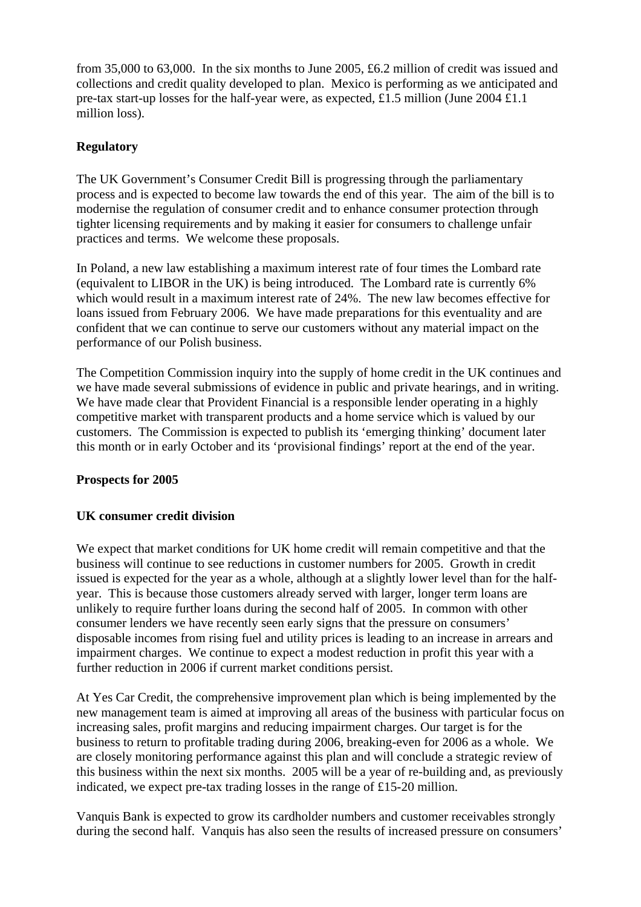from 35,000 to 63,000. In the six months to June 2005, £6.2 million of credit was issued and collections and credit quality developed to plan. Mexico is performing as we anticipated and pre-tax start-up losses for the half-year were, as expected, £1.5 million (June 2004 £1.1 million loss).

**Regulatory**

The UK Government's Consumer Credit Bill is progressing through the parliamentary process and is expected to become law towards the end of this year. The aim of the bill is to modernise the regulation of consumer credit and to enhance consumer protection through tighter licensing requirements and by making it easier for consumers to challenge unfair practices and terms. We welcome these proposals.

In Poland, a new law establishing a maximum interest rate of four times the Lombard rate (equivalent to LIBOR in the UK) is being introduced. The Lombard rate is currently 6% which would result in a maximum interest rate of 24%. The new law becomes effective for loans issued from February 2006. We have made preparations for this eventuality and are confident that we can continue to serve our customers without any material impact on the performance of our Polish business.

The Competition Commission inquiry into the supply of home credit in the UK continues and we have made several submissions of evidence in public and private hearings, and in writing. We have made clear that Provident Financial is a responsible lender operating in a highly competitive market with transparent products and a home service which is valued by our customers. The Commission is expected to publish its 'emerging thinking' document later this month or in early October and its 'provisional findings' report at the end of the year.

**Prospects for 2005**

**UK consumer credit division**

We expect that market conditions for UK home credit will remain competitive and that the business will continue to see reductions in customer numbers for 2005. Growth in credit issued is expected for the year as a whole, although at a slightly lower level than for the half-year. This is because those customers already served with larger, longer term loans are unlikely to require further loans during the second half of 2005. In common with other consumer lenders we have recently seen early signs that the pressure on consumers' disposable incomes from rising fuel and utility prices is leading to an increase in arrears and impairment charges. We continue to expect a modest reduction in profit this year with a further reduction in 2006 if current market conditions persist.

At Yes Car Credit, the comprehensive improvement plan which is being implemented by the new management team is aimed at improving all areas of the business with particular focus on increasing sales, profit margins and reducing impairment charges. Our target is for the business to return to profitable trading during 2006, breaking-even for 2006 as a whole. We are closely monitoring performance against this plan and will conclude a strategic review of this business within the next six months. 2005 will be a year of re-building and, as previously indicated, we expect pre-tax trading losses in the range of £15-20 million.

Vanquis Bank is expected to grow its cardholder numbers and customer receivables strongly during the second half. Vanquis has also seen the results of increased pressure on consumers'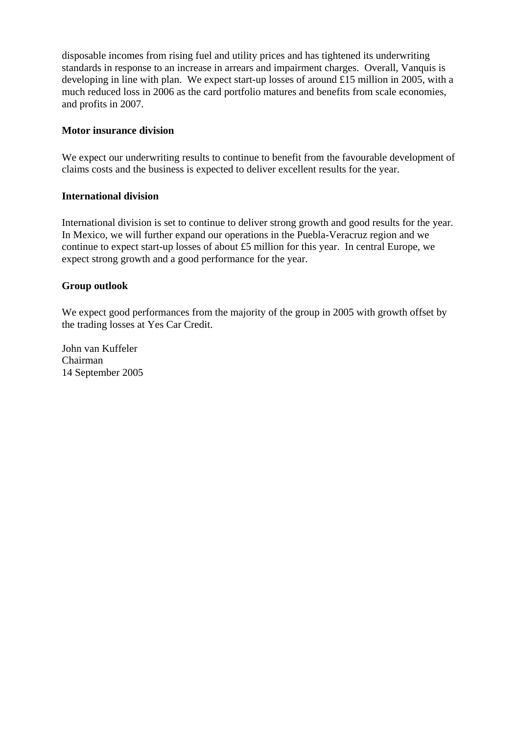disposable incomes from rising fuel and utility prices and has tightened its underwriting standards in response to an increase in arrears and impairment charges. Overall, Vanquis is developing in line with plan. We expect start-up losses of around £15 million in 2005, with a much reduced loss in 2006 as the card portfolio matures and benefits from scale economies, and profits in 2007.

**Motor insurance division**

We expect our underwriting results to continue to benefit from the favourable development of claims costs and the business is expected to deliver excellent results for the year.

**International division**

International division is set to continue to deliver strong growth and good results for the year. In Mexico, we will further expand our operations in the Puebla-Veracruz region and we continue to expect start-up losses of about £5 million for this year. In central Europe, we expect strong growth and a good performance for the year.

**Group outlook**

We expect good performances from the majority of the group in 2005 with growth offset by the trading losses at Yes Car Credit.

John van Kuffeler
Chairman
14 September 2005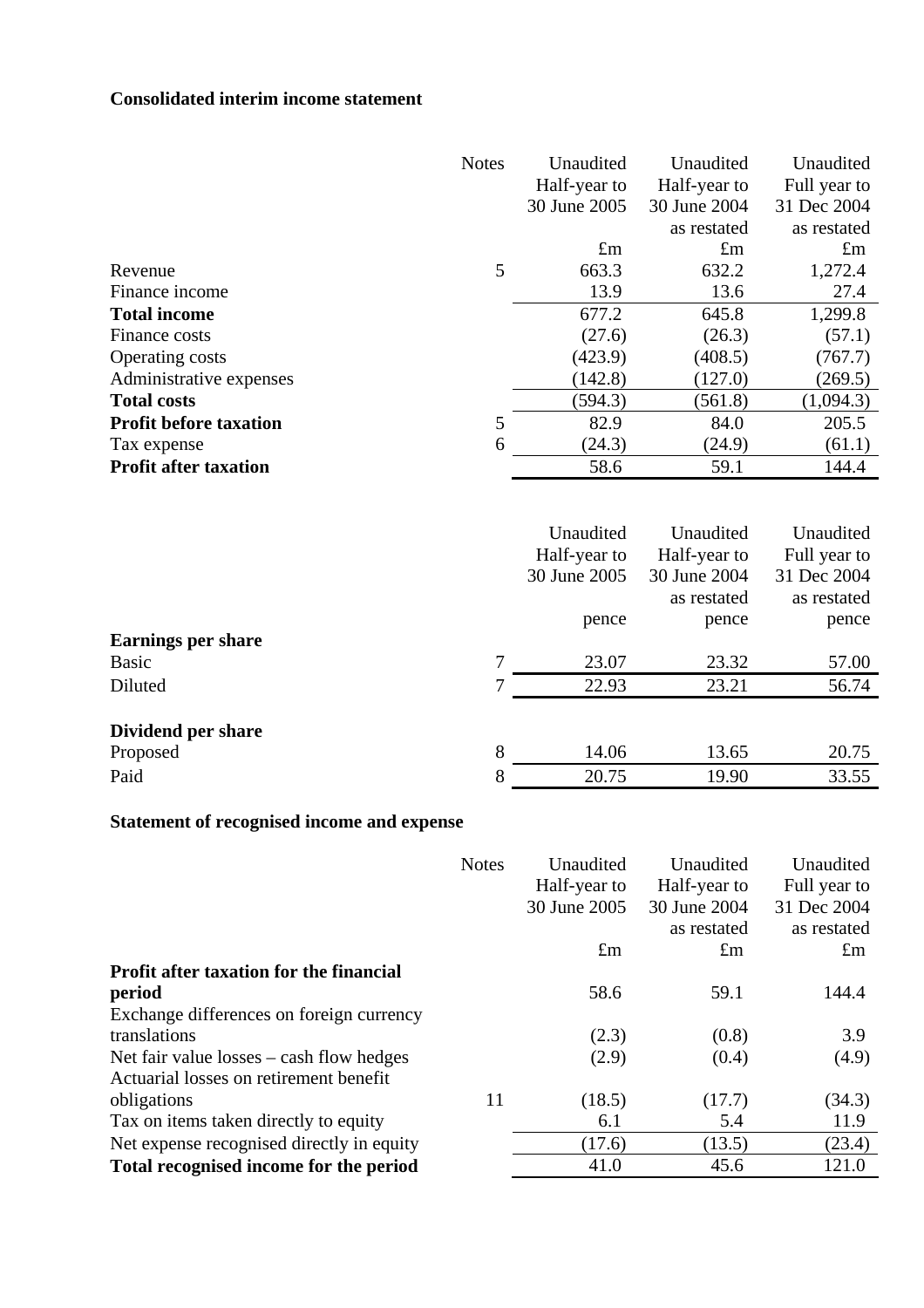## Consolidated interim income statement

| | Notes | Unaudited Half-year to 30 June 2005 | Unaudited Half-year to 30 June 2004 as restated | Unaudited Full year to 31 Dec 2004 as restated |
|---|---|---|---|---|
| | | £m | £m | £m |
| Revenue | 5 | 663.3 | 632.2 | 1,272.4 |
| Finance income | | 13.9 | 13.6 | 27.4 |
| **Total income** | | 677.2 | 645.8 | 1,299.8 |
| Finance costs | | (27.6) | (26.3) | (57.1) |
| Operating costs | | (423.9) | (408.5) | (767.7) |
| Administrative expenses | | (142.8) | (127.0) | (269.5) |
| **Total costs** | | (594.3) | (561.8) | (1,094.3) |
| **Profit before taxation** | 5 | 82.9 | 84.0 | 205.5 |
| Tax expense | 6 | (24.3) | (24.9) | (61.1) |
| **Profit after taxation** | | 58.6 | 59.1 | 144.4 |

| | Notes | Unaudited Half-year to 30 June 2005 | Unaudited Half-year to 30 June 2004 as restated | Unaudited Full year to 31 Dec 2004 as restated |
|---|---|---|---|---|
| | | pence | pence | pence |
| **Earnings per share** | | | | |
| Basic | 7 | 23.07 | 23.32 | 57.00 |
| Diluted | 7 | 22.93 | 23.21 | 56.74 |
| **Dividend per share** | | | | |
| Proposed | 8 | 14.06 | 13.65 | 20.75 |
| Paid | 8 | 20.75 | 19.90 | 33.55 |

## Statement of recognised income and expense

| | Notes | Unaudited Half-year to 30 June 2005 | Unaudited Half-year to 30 June 2004 as restated | Unaudited Full year to 31 Dec 2004 as restated |
|---|---|---|---|---|
| | | £m | £m | £m |
| **Profit after taxation for the financial period** | | 58.6 | 59.1 | 144.4 |
| Exchange differences on foreign currency translations | | (2.3) | (0.8) | 3.9 |
| Net fair value losses – cash flow hedges | | (2.9) | (0.4) | (4.9) |
| Actuarial losses on retirement benefit obligations | 11 | (18.5) | (17.7) | (34.3) |
| Tax on items taken directly to equity | | 6.1 | 5.4 | 11.9 |
| Net expense recognised directly in equity | | (17.6) | (13.5) | (23.4) |
| **Total recognised income for the period** | | 41.0 | 45.6 | 121.0 |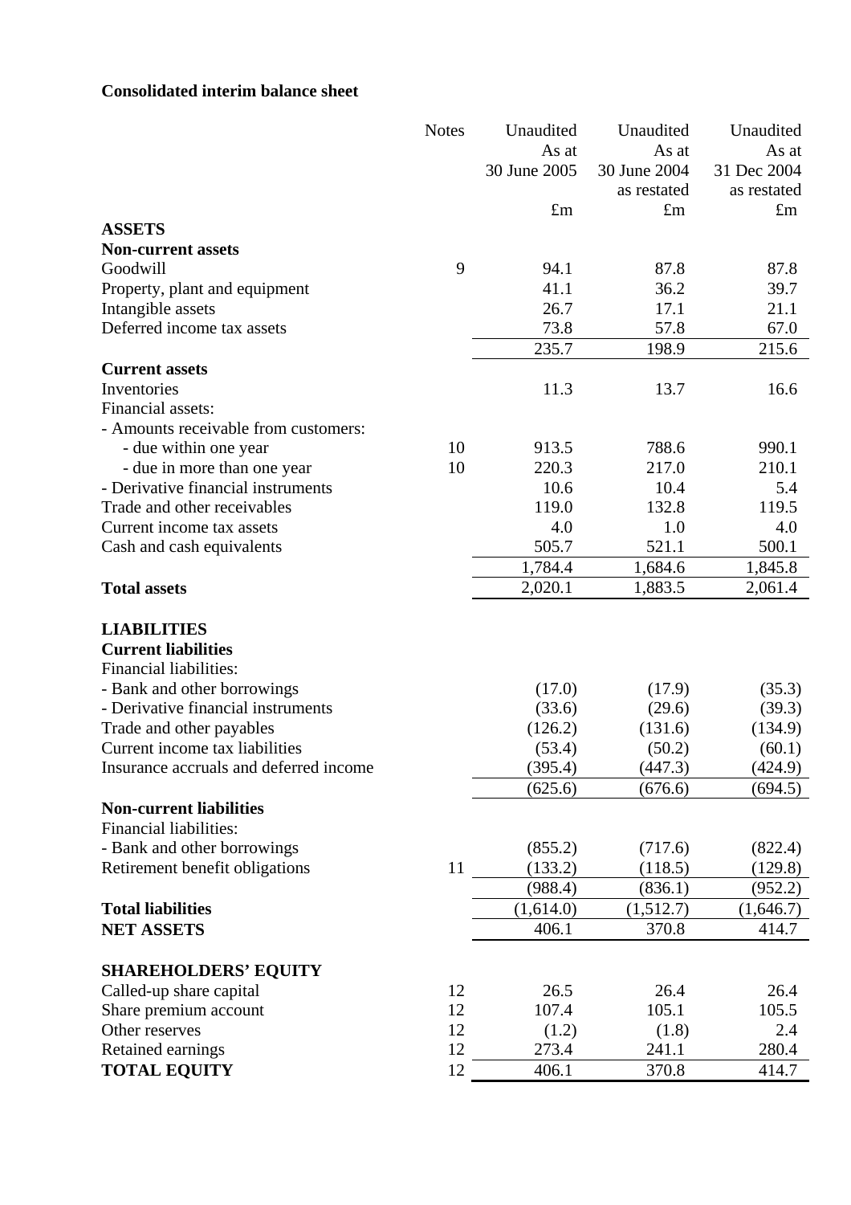**Consolidated interim balance sheet**

| | Notes | Unaudited As at 30 June 2005 £m | Unaudited As at 30 June 2004 as restated £m | Unaudited As at 31 Dec 2004 as restated £m |
|---|---|---|---|---|
| **ASSETS** | | | | |
| **Non-current assets** | | | | |
| Goodwill | 9 | 94.1 | 87.8 | 87.8 |
| Property, plant and equipment | | 41.1 | 36.2 | 39.7 |
| Intangible assets | | 26.7 | 17.1 | 21.1 |
| Deferred income tax assets | | 73.8 | 57.8 | 67.0 |
| | | 235.7 | 198.9 | 215.6 |
| **Current assets** | | | | |
| Inventories | | 11.3 | 13.7 | 16.6 |
| Financial assets: | | | | |
| - Amounts receivable from customers: | | | | |
| - due within one year | 10 | 913.5 | 788.6 | 990.1 |
| - due in more than one year | 10 | 220.3 | 217.0 | 210.1 |
| - Derivative financial instruments | | 10.6 | 10.4 | 5.4 |
| Trade and other receivables | | 119.0 | 132.8 | 119.5 |
| Current income tax assets | | 4.0 | 1.0 | 4.0 |
| Cash and cash equivalents | | 505.7 | 521.1 | 500.1 |
| | | 1,784.4 | 1,684.6 | 1,845.8 |
| **Total assets** | | 2,020.1 | 1,883.5 | 2,061.4 |
| **LIABILITIES** | | | | |
| **Current liabilities** | | | | |
| Financial liabilities: | | | | |
| - Bank and other borrowings | | (17.0) | (17.9) | (35.3) |
| - Derivative financial instruments | | (33.6) | (29.6) | (39.3) |
| Trade and other payables | | (126.2) | (131.6) | (134.9) |
| Current income tax liabilities | | (53.4) | (50.2) | (60.1) |
| Insurance accruals and deferred income | | (395.4) | (447.3) | (424.9) |
| | | (625.6) | (676.6) | (694.5) |
| **Non-current liabilities** | | | | |
| Financial liabilities: | | | | |
| - Bank and other borrowings | | (855.2) | (717.6) | (822.4) |
| Retirement benefit obligations | 11 | (133.2) | (118.5) | (129.8) |
| | | (988.4) | (836.1) | (952.2) |
| **Total liabilities** | | (1,614.0) | (1,512.7) | (1,646.7) |
| **NET ASSETS** | | 406.1 | 370.8 | 414.7 |
| **SHAREHOLDERS' EQUITY** | | | | |
| Called-up share capital | 12 | 26.5 | 26.4 | 26.4 |
| Share premium account | 12 | 107.4 | 105.1 | 105.5 |
| Other reserves | 12 | (1.2) | (1.8) | 2.4 |
| Retained earnings | 12 | 273.4 | 241.1 | 280.4 |
| **TOTAL EQUITY** | 12 | 406.1 | 370.8 | 414.7 |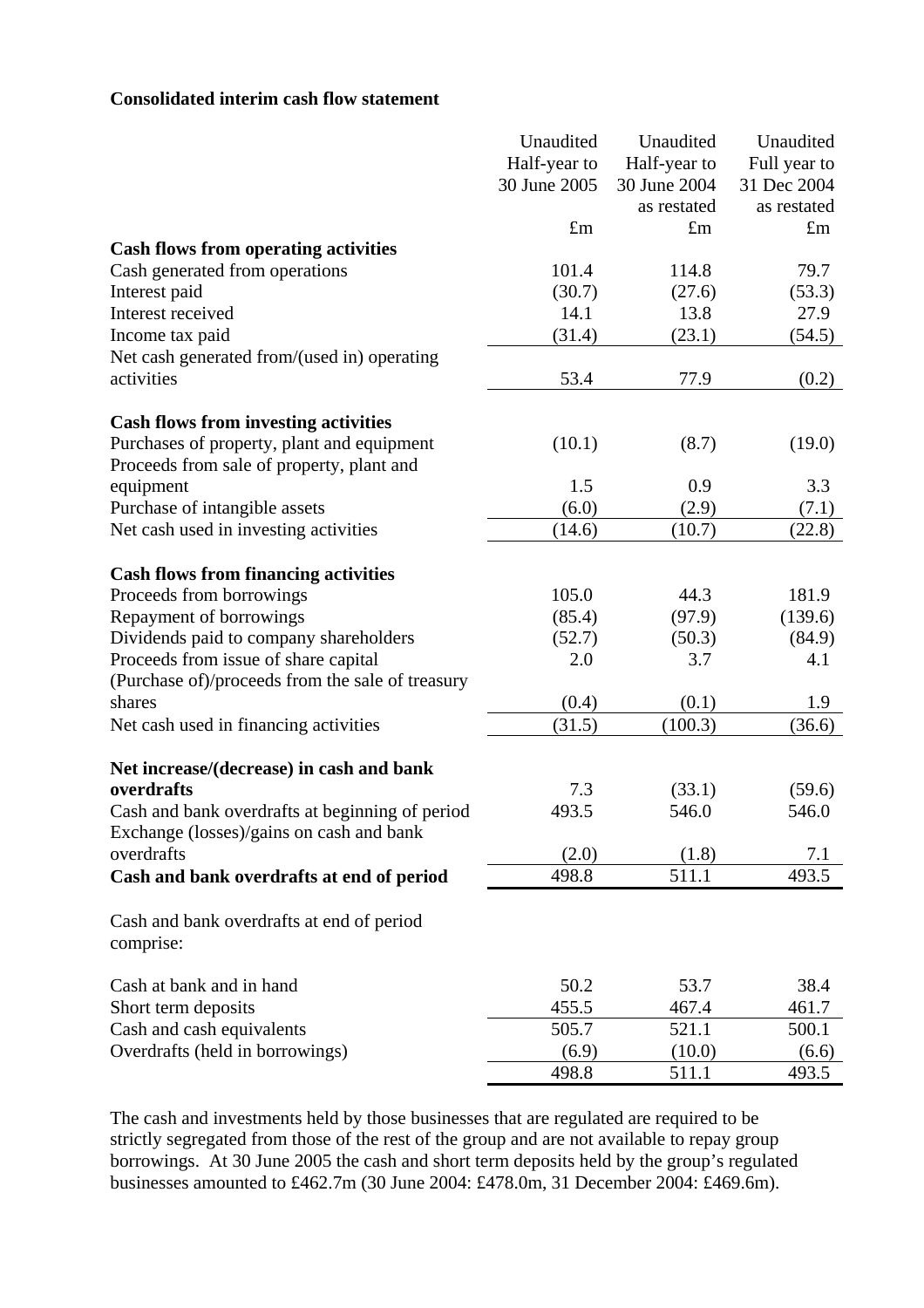**Consolidated interim cash flow statement**

| | Unaudited Half-year to 30 June 2005 | Unaudited Half-year to 30 June 2004 as restated | Unaudited Full year to 31 Dec 2004 as restated |
|---|---|---|---|
| | £m | £m | £m |
| **Cash flows from operating activities** | | | |
| Cash generated from operations | 101.4 | 114.8 | 79.7 |
| Interest paid | (30.7) | (27.6) | (53.3) |
| Interest received | 14.1 | 13.8 | 27.9 |
| Income tax paid | (31.4) | (23.1) | (54.5) |
| Net cash generated from/(used in) operating activities | 53.4 | 77.9 | (0.2) |
| | | | |
| **Cash flows from investing activities** | | | |
| Purchases of property, plant and equipment | (10.1) | (8.7) | (19.0) |
| Proceeds from sale of property, plant and equipment | 1.5 | 0.9 | 3.3 |
| Purchase of intangible assets | (6.0) | (2.9) | (7.1) |
| Net cash used in investing activities | (14.6) | (10.7) | (22.8) |
| | | | |
| **Cash flows from financing activities** | | | |
| Proceeds from borrowings | 105.0 | 44.3 | 181.9 |
| Repayment of borrowings | (85.4) | (97.9) | (139.6) |
| Dividends paid to company shareholders | (52.7) | (50.3) | (84.9) |
| Proceeds from issue of share capital | 2.0 | 3.7 | 4.1 |
| (Purchase of)/proceeds from the sale of treasury shares | (0.4) | (0.1) | 1.9 |
| Net cash used in financing activities | (31.5) | (100.3) | (36.6) |
| | | | |
| **Net increase/(decrease) in cash and bank overdrafts** | 7.3 | (33.1) | (59.6) |
| Cash and bank overdrafts at beginning of period | 493.5 | 546.0 | 546.0 |
| Exchange (losses)/gains on cash and bank overdrafts | (2.0) | (1.8) | 7.1 |
| **Cash and bank overdrafts at end of period** | 498.8 | 511.1 | 493.5 |
| | | | |
| Cash and bank overdrafts at end of period comprise: | | | |
| | | | |
| Cash at bank and in hand | 50.2 | 53.7 | 38.4 |
| Short term deposits | 455.5 | 467.4 | 461.7 |
| Cash and cash equivalents | 505.7 | 521.1 | 500.1 |
| Overdrafts (held in borrowings) | (6.9) | (10.0) | (6.6) |
| | 498.8 | 511.1 | 493.5 |

The cash and investments held by those businesses that are regulated are required to be strictly segregated from those of the rest of the group and are not available to repay group borrowings. At 30 June 2005 the cash and short term deposits held by the group's regulated businesses amounted to £462.7m (30 June 2004: £478.0m, 31 December 2004: £469.6m).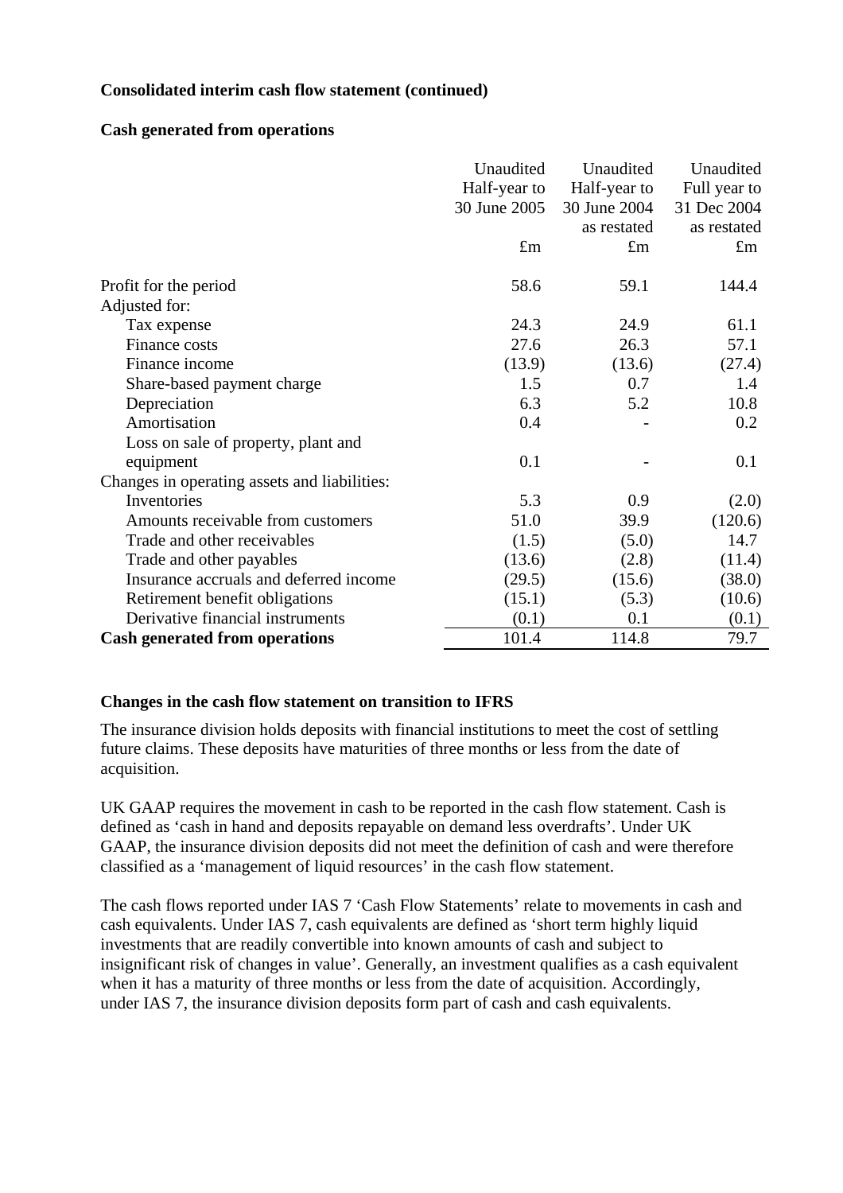**Consolidated interim cash flow statement (continued)**

**Cash generated from operations**

| | Unaudited Half-year to 30 June 2005 | Unaudited Half-year to 30 June 2004 as restated | Unaudited Full year to 31 Dec 2004 as restated |
|---|---|---|---|
| | £m | £m | £m |
| Profit for the period | 58.6 | 59.1 | 144.4 |
| Adjusted for: | | | |
| Tax expense | 24.3 | 24.9 | 61.1 |
| Finance costs | 27.6 | 26.3 | 57.1 |
| Finance income | (13.9) | (13.6) | (27.4) |
| Share-based payment charge | 1.5 | 0.7 | 1.4 |
| Depreciation | 6.3 | 5.2 | 10.8 |
| Amortisation | 0.4 | - | 0.2 |
| Loss on sale of property, plant and equipment | 0.1 | - | 0.1 |
| Changes in operating assets and liabilities: | | | |
| Inventories | 5.3 | 0.9 | (2.0) |
| Amounts receivable from customers | 51.0 | 39.9 | (120.6) |
| Trade and other receivables | (1.5) | (5.0) | 14.7 |
| Trade and other payables | (13.6) | (2.8) | (11.4) |
| Insurance accruals and deferred income | (29.5) | (15.6) | (38.0) |
| Retirement benefit obligations | (15.1) | (5.3) | (10.6) |
| Derivative financial instruments | (0.1) | 0.1 | (0.1) |
| **Cash generated from operations** | 101.4 | 114.8 | 79.7 |

**Changes in the cash flow statement on transition to IFRS**

The insurance division holds deposits with financial institutions to meet the cost of settling future claims. These deposits have maturities of three months or less from the date of acquisition.

UK GAAP requires the movement in cash to be reported in the cash flow statement. Cash is defined as 'cash in hand and deposits repayable on demand less overdrafts'. Under UK GAAP, the insurance division deposits did not meet the definition of cash and were therefore classified as a 'management of liquid resources' in the cash flow statement.

The cash flows reported under IAS 7 'Cash Flow Statements' relate to movements in cash and cash equivalents. Under IAS 7, cash equivalents are defined as 'short term highly liquid investments that are readily convertible into known amounts of cash and subject to insignificant risk of changes in value'. Generally, an investment qualifies as a cash equivalent when it has a maturity of three months or less from the date of acquisition. Accordingly, under IAS 7, the insurance division deposits form part of cash and cash equivalents.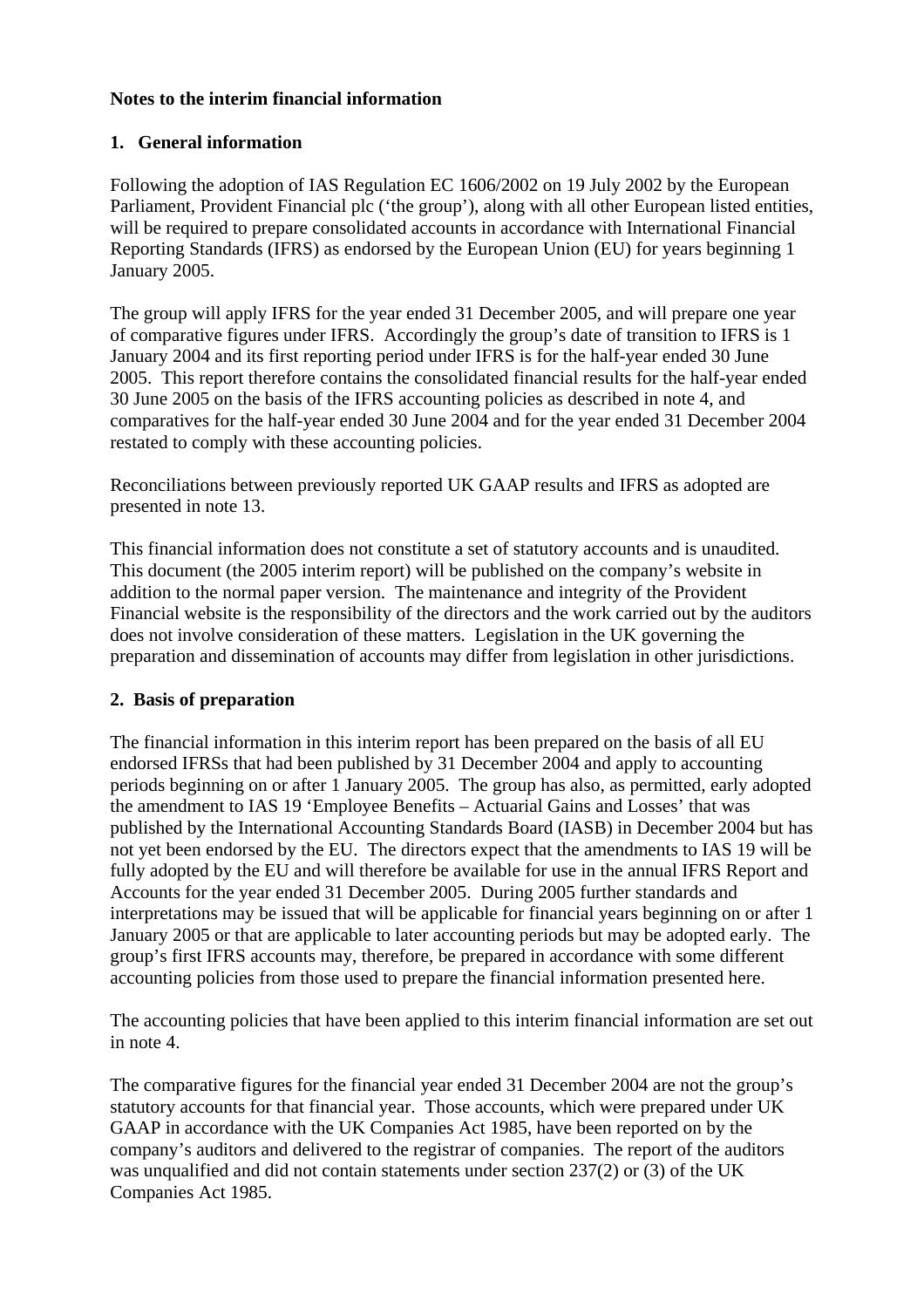**Notes to the interim financial information**

**1. General information**

Following the adoption of IAS Regulation EC 1606/2002 on 19 July 2002 by the European Parliament, Provident Financial plc (‘the group’), along with all other European listed entities, will be required to prepare consolidated accounts in accordance with International Financial Reporting Standards (IFRS) as endorsed by the European Union (EU) for years beginning 1 January 2005.

The group will apply IFRS for the year ended 31 December 2005, and will prepare one year of comparative figures under IFRS. Accordingly the group’s date of transition to IFRS is 1 January 2004 and its first reporting period under IFRS is for the half-year ended 30 June 2005. This report therefore contains the consolidated financial results for the half-year ended 30 June 2005 on the basis of the IFRS accounting policies as described in note 4, and comparatives for the half-year ended 30 June 2004 and for the year ended 31 December 2004 restated to comply with these accounting policies.

Reconciliations between previously reported UK GAAP results and IFRS as adopted are presented in note 13.

This financial information does not constitute a set of statutory accounts and is unaudited. This document (the 2005 interim report) will be published on the company’s website in addition to the normal paper version. The maintenance and integrity of the Provident Financial website is the responsibility of the directors and the work carried out by the auditors does not involve consideration of these matters. Legislation in the UK governing the preparation and dissemination of accounts may differ from legislation in other jurisdictions.

**2. Basis of preparation**

The financial information in this interim report has been prepared on the basis of all EU endorsed IFRSs that had been published by 31 December 2004 and apply to accounting periods beginning on or after 1 January 2005. The group has also, as permitted, early adopted the amendment to IAS 19 ‘Employee Benefits – Actuarial Gains and Losses’ that was published by the International Accounting Standards Board (IASB) in December 2004 but has not yet been endorsed by the EU. The directors expect that the amendments to IAS 19 will be fully adopted by the EU and will therefore be available for use in the annual IFRS Report and Accounts for the year ended 31 December 2005. During 2005 further standards and interpretations may be issued that will be applicable for financial years beginning on or after 1 January 2005 or that are applicable to later accounting periods but may be adopted early. The group’s first IFRS accounts may, therefore, be prepared in accordance with some different accounting policies from those used to prepare the financial information presented here.

The accounting policies that have been applied to this interim financial information are set out in note 4.

The comparative figures for the financial year ended 31 December 2004 are not the group’s statutory accounts for that financial year. Those accounts, which were prepared under UK GAAP in accordance with the UK Companies Act 1985, have been reported on by the company’s auditors and delivered to the registrar of companies. The report of the auditors was unqualified and did not contain statements under section 237(2) or (3) of the UK Companies Act 1985.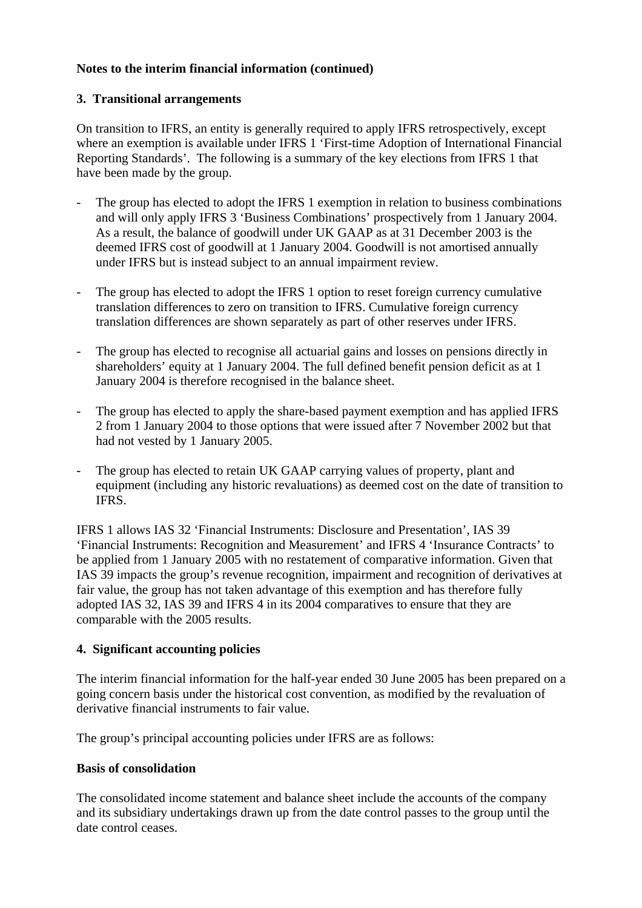**Notes to the interim financial information (continued)**

**3. Transitional arrangements**

On transition to IFRS, an entity is generally required to apply IFRS retrospectively, except where an exemption is available under IFRS 1 'First-time Adoption of International Financial Reporting Standards'. The following is a summary of the key elections from IFRS 1 that have been made by the group.

- The group has elected to adopt the IFRS 1 exemption in relation to business combinations and will only apply IFRS 3 'Business Combinations' prospectively from 1 January 2004. As a result, the balance of goodwill under UK GAAP as at 31 December 2003 is the deemed IFRS cost of goodwill at 1 January 2004. Goodwill is not amortised annually under IFRS but is instead subject to an annual impairment review.

- The group has elected to adopt the IFRS 1 option to reset foreign currency cumulative translation differences to zero on transition to IFRS. Cumulative foreign currency translation differences are shown separately as part of other reserves under IFRS.

- The group has elected to recognise all actuarial gains and losses on pensions directly in shareholders' equity at 1 January 2004. The full defined benefit pension deficit as at 1 January 2004 is therefore recognised in the balance sheet.

- The group has elected to apply the share-based payment exemption and has applied IFRS 2 from 1 January 2004 to those options that were issued after 7 November 2002 but that had not vested by 1 January 2005.

- The group has elected to retain UK GAAP carrying values of property, plant and equipment (including any historic revaluations) as deemed cost on the date of transition to IFRS.

IFRS 1 allows IAS 32 'Financial Instruments: Disclosure and Presentation', IAS 39 'Financial Instruments: Recognition and Measurement' and IFRS 4 'Insurance Contracts' to be applied from 1 January 2005 with no restatement of comparative information. Given that IAS 39 impacts the group's revenue recognition, impairment and recognition of derivatives at fair value, the group has not taken advantage of this exemption and has therefore fully adopted IAS 32, IAS 39 and IFRS 4 in its 2004 comparatives to ensure that they are comparable with the 2005 results.

**4. Significant accounting policies**

The interim financial information for the half-year ended 30 June 2005 has been prepared on a going concern basis under the historical cost convention, as modified by the revaluation of derivative financial instruments to fair value.

The group's principal accounting policies under IFRS are as follows:

**Basis of consolidation**

The consolidated income statement and balance sheet include the accounts of the company and its subsidiary undertakings drawn up from the date control passes to the group until the date control ceases.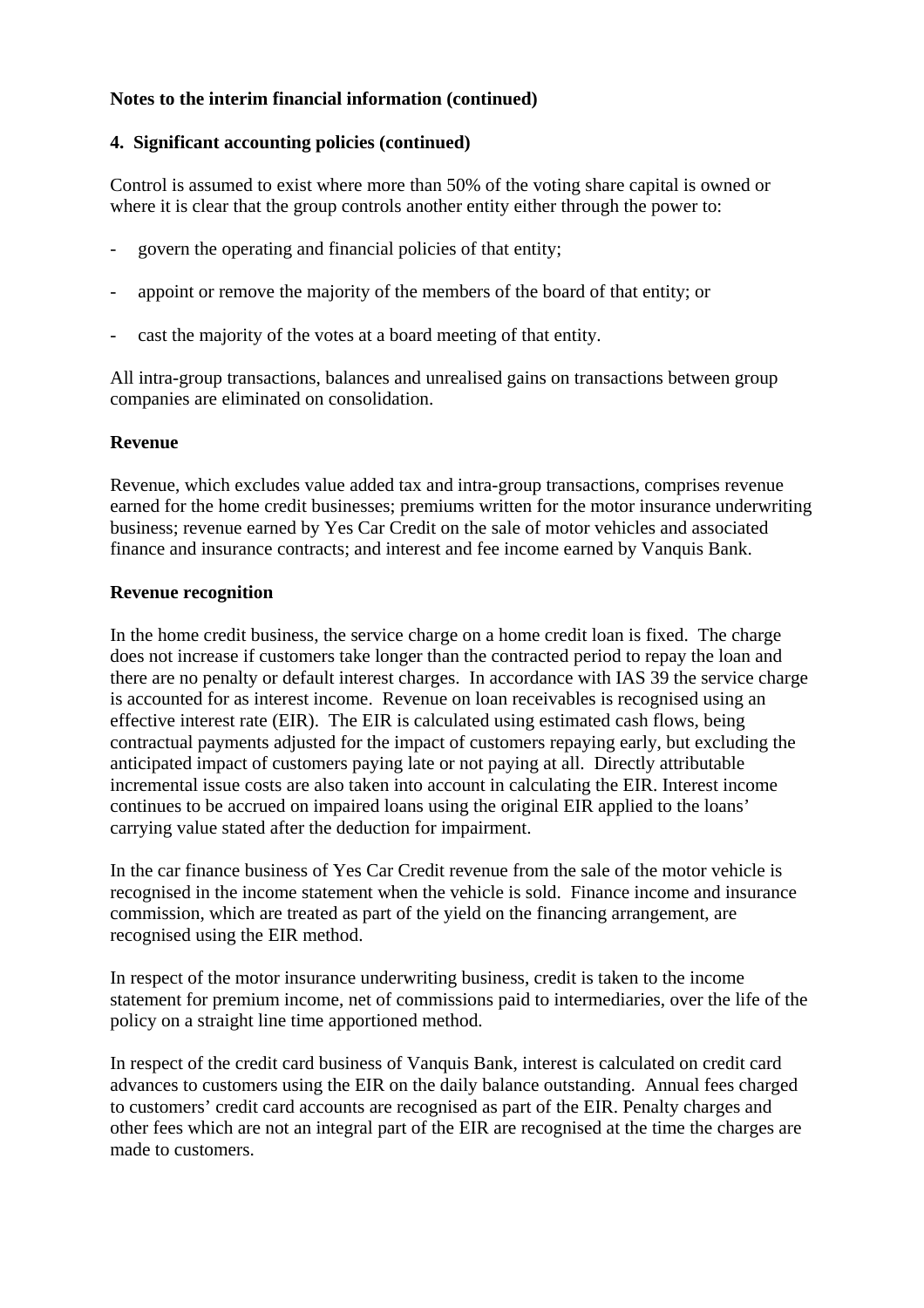**Notes to the interim financial information (continued)**

**4. Significant accounting policies (continued)**

Control is assumed to exist where more than 50% of the voting share capital is owned or where it is clear that the group controls another entity either through the power to:

- govern the operating and financial policies of that entity;
- appoint or remove the majority of the members of the board of that entity; or
- cast the majority of the votes at a board meeting of that entity.

All intra-group transactions, balances and unrealised gains on transactions between group companies are eliminated on consolidation.

**Revenue**

Revenue, which excludes value added tax and intra-group transactions, comprises revenue earned for the home credit businesses; premiums written for the motor insurance underwriting business; revenue earned by Yes Car Credit on the sale of motor vehicles and associated finance and insurance contracts; and interest and fee income earned by Vanquis Bank.

**Revenue recognition**

In the home credit business, the service charge on a home credit loan is fixed. The charge does not increase if customers take longer than the contracted period to repay the loan and there are no penalty or default interest charges. In accordance with IAS 39 the service charge is accounted for as interest income. Revenue on loan receivables is recognised using an effective interest rate (EIR). The EIR is calculated using estimated cash flows, being contractual payments adjusted for the impact of customers repaying early, but excluding the anticipated impact of customers paying late or not paying at all. Directly attributable incremental issue costs are also taken into account in calculating the EIR. Interest income continues to be accrued on impaired loans using the original EIR applied to the loans' carrying value stated after the deduction for impairment.

In the car finance business of Yes Car Credit revenue from the sale of the motor vehicle is recognised in the income statement when the vehicle is sold. Finance income and insurance commission, which are treated as part of the yield on the financing arrangement, are recognised using the EIR method.

In respect of the motor insurance underwriting business, credit is taken to the income statement for premium income, net of commissions paid to intermediaries, over the life of the policy on a straight line time apportioned method.

In respect of the credit card business of Vanquis Bank, interest is calculated on credit card advances to customers using the EIR on the daily balance outstanding. Annual fees charged to customers' credit card accounts are recognised as part of the EIR. Penalty charges and other fees which are not an integral part of the EIR are recognised at the time the charges are made to customers.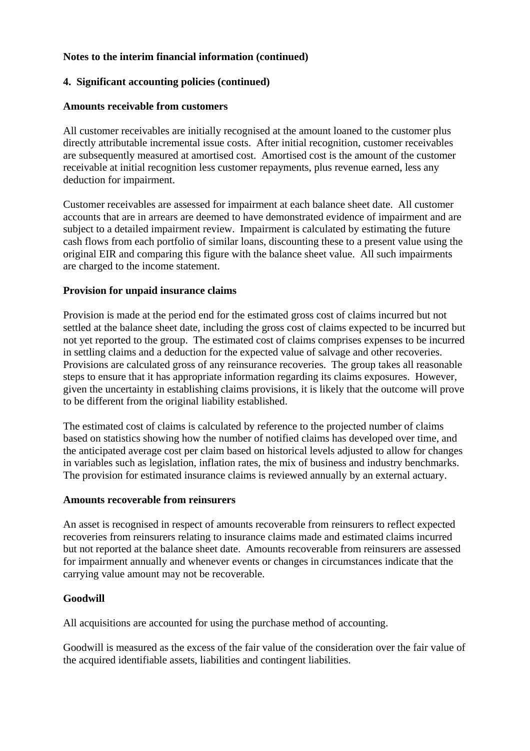**Notes to the interim financial information (continued)**

**4. Significant accounting policies (continued)**

**Amounts receivable from customers**

All customer receivables are initially recognised at the amount loaned to the customer plus directly attributable incremental issue costs. After initial recognition, customer receivables are subsequently measured at amortised cost. Amortised cost is the amount of the customer receivable at initial recognition less customer repayments, plus revenue earned, less any deduction for impairment.

Customer receivables are assessed for impairment at each balance sheet date. All customer accounts that are in arrears are deemed to have demonstrated evidence of impairment and are subject to a detailed impairment review. Impairment is calculated by estimating the future cash flows from each portfolio of similar loans, discounting these to a present value using the original EIR and comparing this figure with the balance sheet value. All such impairments are charged to the income statement.

**Provision for unpaid insurance claims**

Provision is made at the period end for the estimated gross cost of claims incurred but not settled at the balance sheet date, including the gross cost of claims expected to be incurred but not yet reported to the group. The estimated cost of claims comprises expenses to be incurred in settling claims and a deduction for the expected value of salvage and other recoveries. Provisions are calculated gross of any reinsurance recoveries. The group takes all reasonable steps to ensure that it has appropriate information regarding its claims exposures. However, given the uncertainty in establishing claims provisions, it is likely that the outcome will prove to be different from the original liability established.

The estimated cost of claims is calculated by reference to the projected number of claims based on statistics showing how the number of notified claims has developed over time, and the anticipated average cost per claim based on historical levels adjusted to allow for changes in variables such as legislation, inflation rates, the mix of business and industry benchmarks. The provision for estimated insurance claims is reviewed annually by an external actuary.

**Amounts recoverable from reinsurers**

An asset is recognised in respect of amounts recoverable from reinsurers to reflect expected recoveries from reinsurers relating to insurance claims made and estimated claims incurred but not reported at the balance sheet date. Amounts recoverable from reinsurers are assessed for impairment annually and whenever events or changes in circumstances indicate that the carrying value amount may not be recoverable.

**Goodwill**

All acquisitions are accounted for using the purchase method of accounting.

Goodwill is measured as the excess of the fair value of the consideration over the fair value of the acquired identifiable assets, liabilities and contingent liabilities.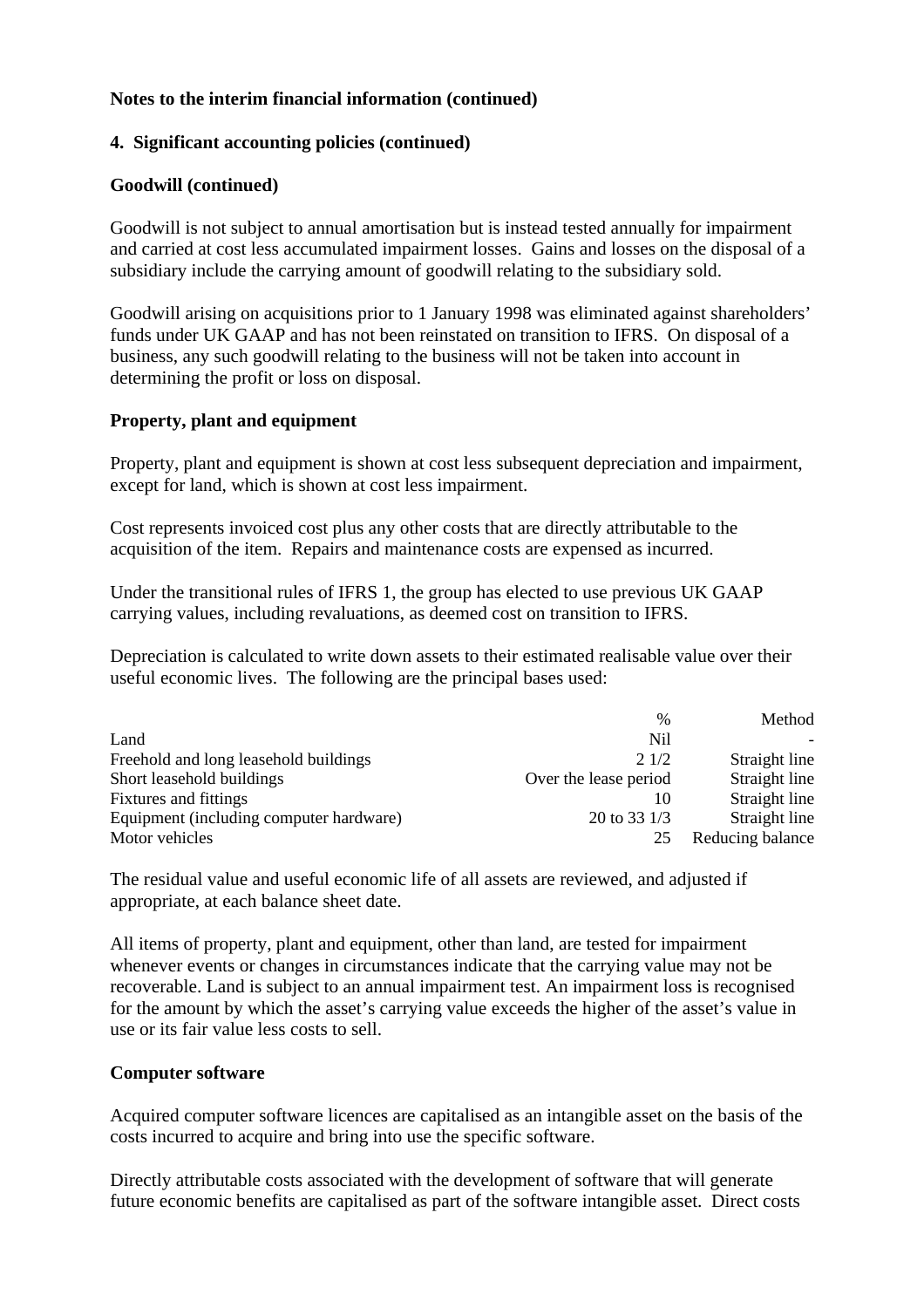**Notes to the interim financial information (continued)**

**4. Significant accounting policies (continued)**

**Goodwill (continued)**

Goodwill is not subject to annual amortisation but is instead tested annually for impairment and carried at cost less accumulated impairment losses. Gains and losses on the disposal of a subsidiary include the carrying amount of goodwill relating to the subsidiary sold.

Goodwill arising on acquisitions prior to 1 January 1998 was eliminated against shareholders' funds under UK GAAP and has not been reinstated on transition to IFRS. On disposal of a business, any such goodwill relating to the business will not be taken into account in determining the profit or loss on disposal.

**Property, plant and equipment**

Property, plant and equipment is shown at cost less subsequent depreciation and impairment, except for land, which is shown at cost less impairment.

Cost represents invoiced cost plus any other costs that are directly attributable to the acquisition of the item. Repairs and maintenance costs are expensed as incurred.

Under the transitional rules of IFRS 1, the group has elected to use previous UK GAAP carrying values, including revaluations, as deemed cost on transition to IFRS.

Depreciation is calculated to write down assets to their estimated realisable value over their useful economic lives. The following are the principal bases used:

| | % | Method |
|---|---|---|
| Land | Nil | - |
| Freehold and long leasehold buildings | 2 1/2 | Straight line |
| Short leasehold buildings | Over the lease period | Straight line |
| Fixtures and fittings | 10 | Straight line |
| Equipment (including computer hardware) | 20 to 33 1/3 | Straight line |
| Motor vehicles | 25 | Reducing balance |

The residual value and useful economic life of all assets are reviewed, and adjusted if appropriate, at each balance sheet date.

All items of property, plant and equipment, other than land, are tested for impairment whenever events or changes in circumstances indicate that the carrying value may not be recoverable. Land is subject to an annual impairment test. An impairment loss is recognised for the amount by which the asset's carrying value exceeds the higher of the asset's value in use or its fair value less costs to sell.

**Computer software**

Acquired computer software licences are capitalised as an intangible asset on the basis of the costs incurred to acquire and bring into use the specific software.

Directly attributable costs associated with the development of software that will generate future economic benefits are capitalised as part of the software intangible asset. Direct costs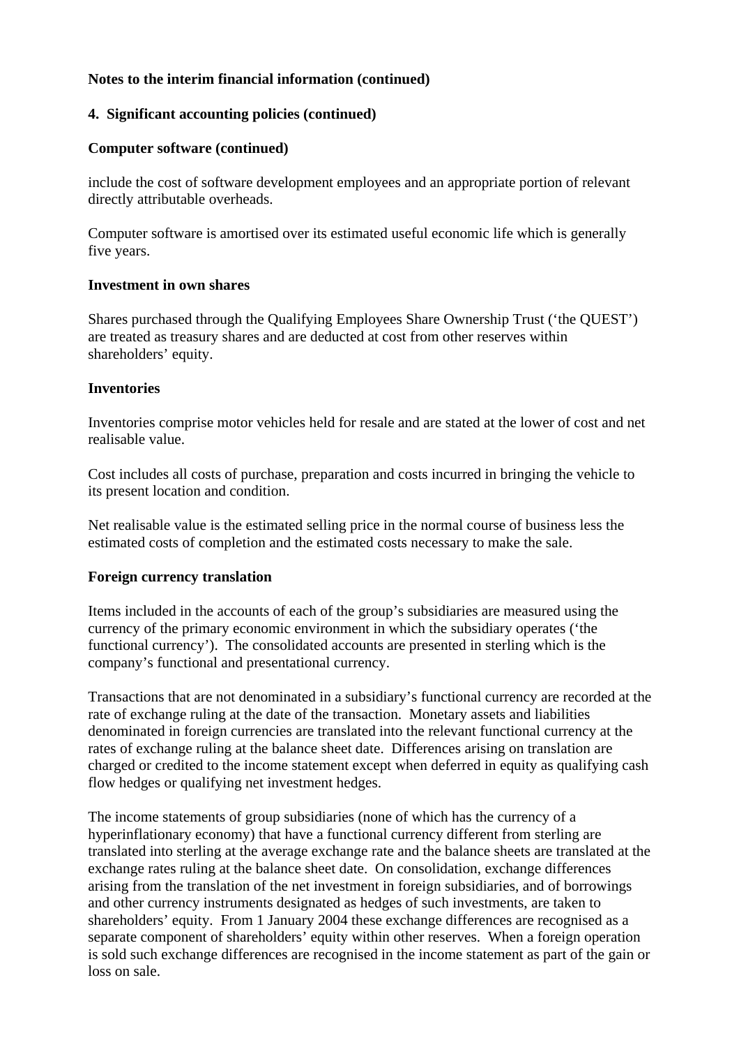**Notes to the interim financial information (continued)**

**4. Significant accounting policies (continued)**

**Computer software (continued)**

include the cost of software development employees and an appropriate portion of relevant directly attributable overheads.

Computer software is amortised over its estimated useful economic life which is generally five years.

**Investment in own shares**

Shares purchased through the Qualifying Employees Share Ownership Trust ('the QUEST') are treated as treasury shares and are deducted at cost from other reserves within shareholders' equity.

**Inventories**

Inventories comprise motor vehicles held for resale and are stated at the lower of cost and net realisable value.

Cost includes all costs of purchase, preparation and costs incurred in bringing the vehicle to its present location and condition.

Net realisable value is the estimated selling price in the normal course of business less the estimated costs of completion and the estimated costs necessary to make the sale.

**Foreign currency translation**

Items included in the accounts of each of the group's subsidiaries are measured using the currency of the primary economic environment in which the subsidiary operates ('the functional currency'). The consolidated accounts are presented in sterling which is the company's functional and presentational currency.

Transactions that are not denominated in a subsidiary's functional currency are recorded at the rate of exchange ruling at the date of the transaction. Monetary assets and liabilities denominated in foreign currencies are translated into the relevant functional currency at the rates of exchange ruling at the balance sheet date. Differences arising on translation are charged or credited to the income statement except when deferred in equity as qualifying cash flow hedges or qualifying net investment hedges.

The income statements of group subsidiaries (none of which has the currency of a hyperinflationary economy) that have a functional currency different from sterling are translated into sterling at the average exchange rate and the balance sheets are translated at the exchange rates ruling at the balance sheet date. On consolidation, exchange differences arising from the translation of the net investment in foreign subsidiaries, and of borrowings and other currency instruments designated as hedges of such investments, are taken to shareholders' equity. From 1 January 2004 these exchange differences are recognised as a separate component of shareholders' equity within other reserves. When a foreign operation is sold such exchange differences are recognised in the income statement as part of the gain or loss on sale.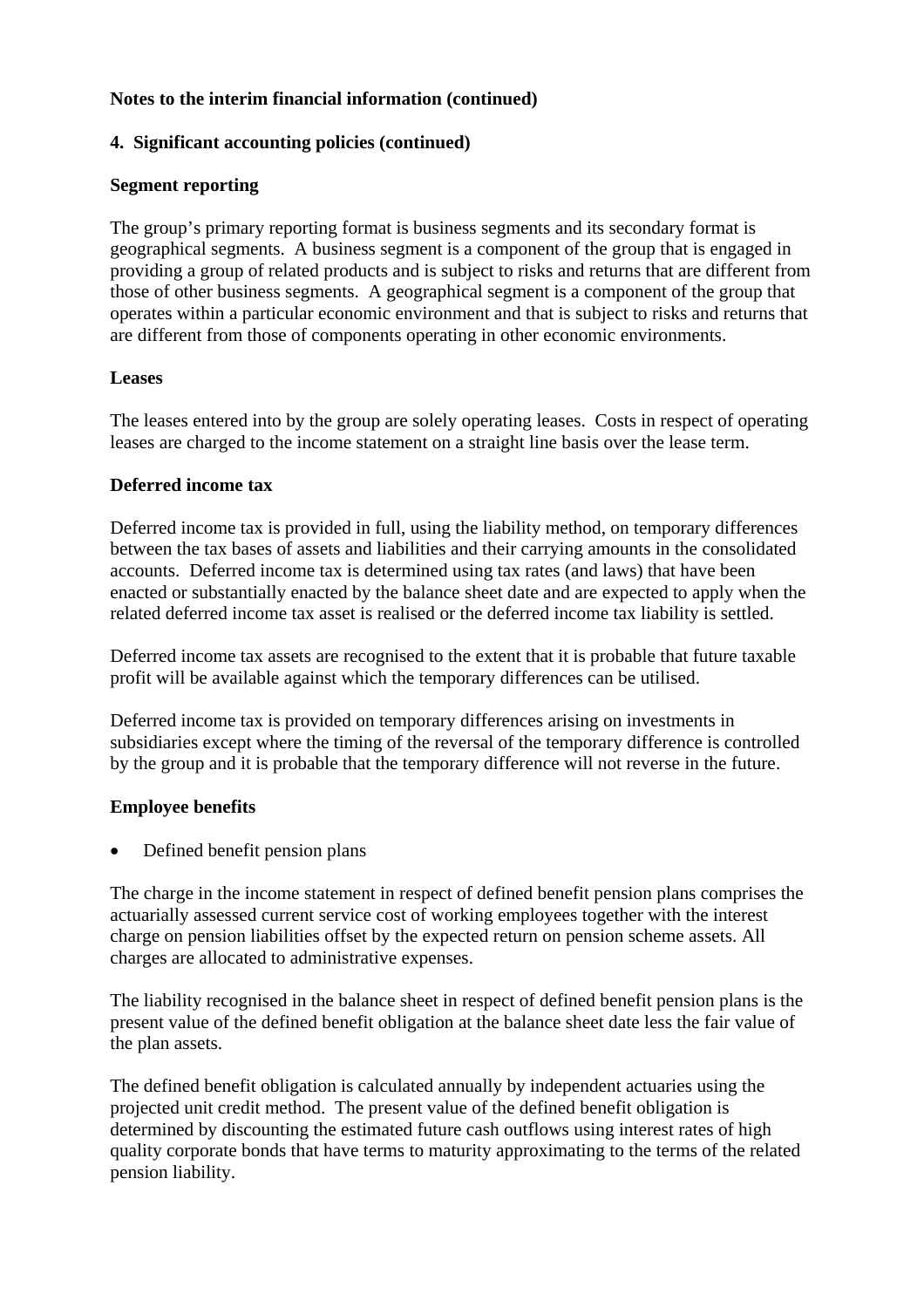**Notes to the interim financial information (continued)**

**4. Significant accounting policies (continued)**

**Segment reporting**

The group's primary reporting format is business segments and its secondary format is geographical segments. A business segment is a component of the group that is engaged in providing a group of related products and is subject to risks and returns that are different from those of other business segments. A geographical segment is a component of the group that operates within a particular economic environment and that is subject to risks and returns that are different from those of components operating in other economic environments.

**Leases**

The leases entered into by the group are solely operating leases. Costs in respect of operating leases are charged to the income statement on a straight line basis over the lease term.

**Deferred income tax**

Deferred income tax is provided in full, using the liability method, on temporary differences between the tax bases of assets and liabilities and their carrying amounts in the consolidated accounts. Deferred income tax is determined using tax rates (and laws) that have been enacted or substantially enacted by the balance sheet date and are expected to apply when the related deferred income tax asset is realised or the deferred income tax liability is settled.

Deferred income tax assets are recognised to the extent that it is probable that future taxable profit will be available against which the temporary differences can be utilised.

Deferred income tax is provided on temporary differences arising on investments in subsidiaries except where the timing of the reversal of the temporary difference is controlled by the group and it is probable that the temporary difference will not reverse in the future.

**Employee benefits**

- Defined benefit pension plans

The charge in the income statement in respect of defined benefit pension plans comprises the actuarially assessed current service cost of working employees together with the interest charge on pension liabilities offset by the expected return on pension scheme assets. All charges are allocated to administrative expenses.

The liability recognised in the balance sheet in respect of defined benefit pension plans is the present value of the defined benefit obligation at the balance sheet date less the fair value of the plan assets.

The defined benefit obligation is calculated annually by independent actuaries using the projected unit credit method. The present value of the defined benefit obligation is determined by discounting the estimated future cash outflows using interest rates of high quality corporate bonds that have terms to maturity approximating to the terms of the related pension liability.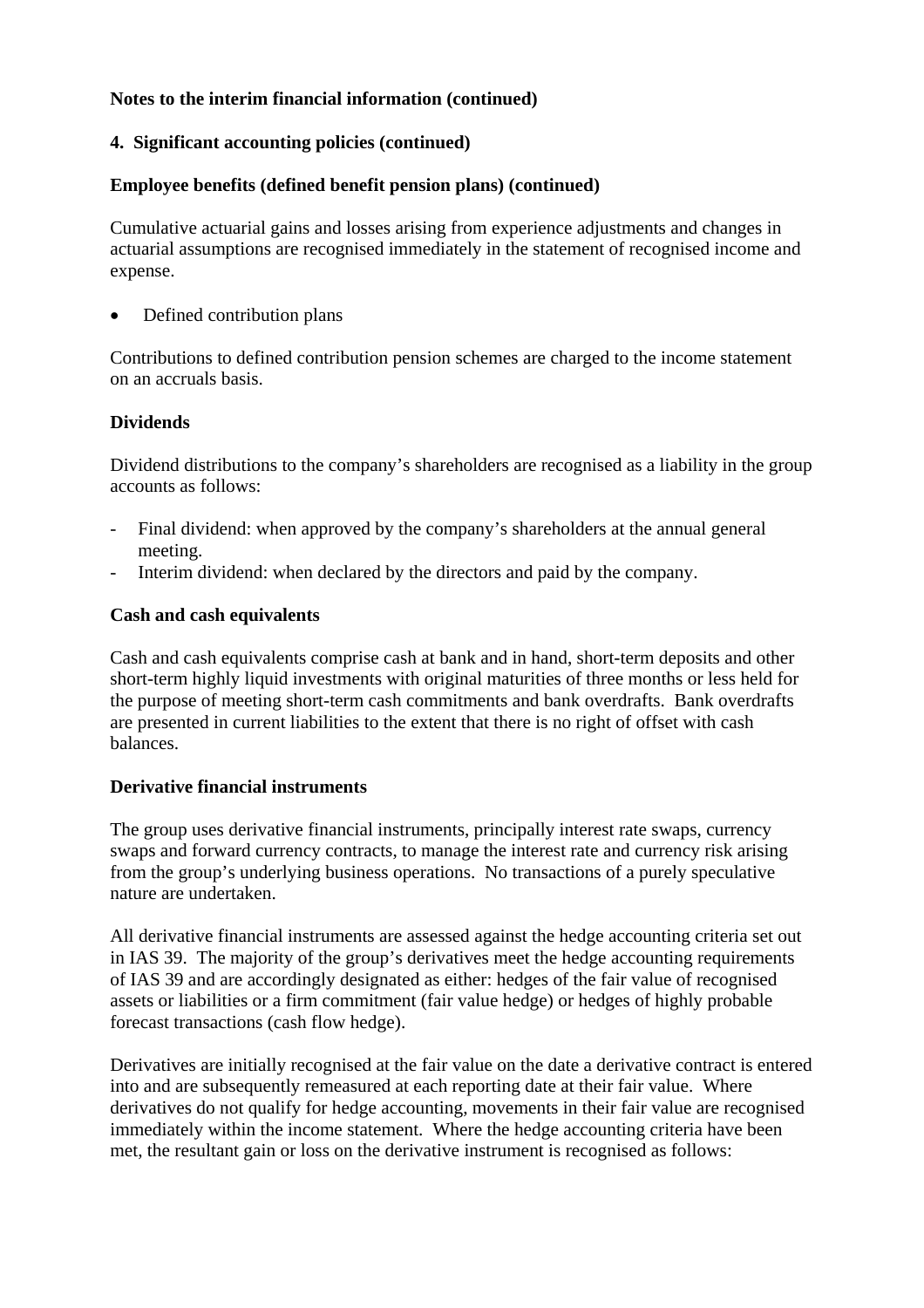**Notes to the interim financial information (continued)**

**4. Significant accounting policies (continued)**

**Employee benefits (defined benefit pension plans) (continued)**

Cumulative actuarial gains and losses arising from experience adjustments and changes in actuarial assumptions are recognised immediately in the statement of recognised income and expense.

- Defined contribution plans

Contributions to defined contribution pension schemes are charged to the income statement on an accruals basis.

**Dividends**

Dividend distributions to the company's shareholders are recognised as a liability in the group accounts as follows:

- Final dividend: when approved by the company's shareholders at the annual general meeting.
- Interim dividend: when declared by the directors and paid by the company.

**Cash and cash equivalents**

Cash and cash equivalents comprise cash at bank and in hand, short-term deposits and other short-term highly liquid investments with original maturities of three months or less held for the purpose of meeting short-term cash commitments and bank overdrafts. Bank overdrafts are presented in current liabilities to the extent that there is no right of offset with cash balances.

**Derivative financial instruments**

The group uses derivative financial instruments, principally interest rate swaps, currency swaps and forward currency contracts, to manage the interest rate and currency risk arising from the group's underlying business operations. No transactions of a purely speculative nature are undertaken.

All derivative financial instruments are assessed against the hedge accounting criteria set out in IAS 39. The majority of the group's derivatives meet the hedge accounting requirements of IAS 39 and are accordingly designated as either: hedges of the fair value of recognised assets or liabilities or a firm commitment (fair value hedge) or hedges of highly probable forecast transactions (cash flow hedge).

Derivatives are initially recognised at the fair value on the date a derivative contract is entered into and are subsequently remeasured at each reporting date at their fair value. Where derivatives do not qualify for hedge accounting, movements in their fair value are recognised immediately within the income statement. Where the hedge accounting criteria have been met, the resultant gain or loss on the derivative instrument is recognised as follows: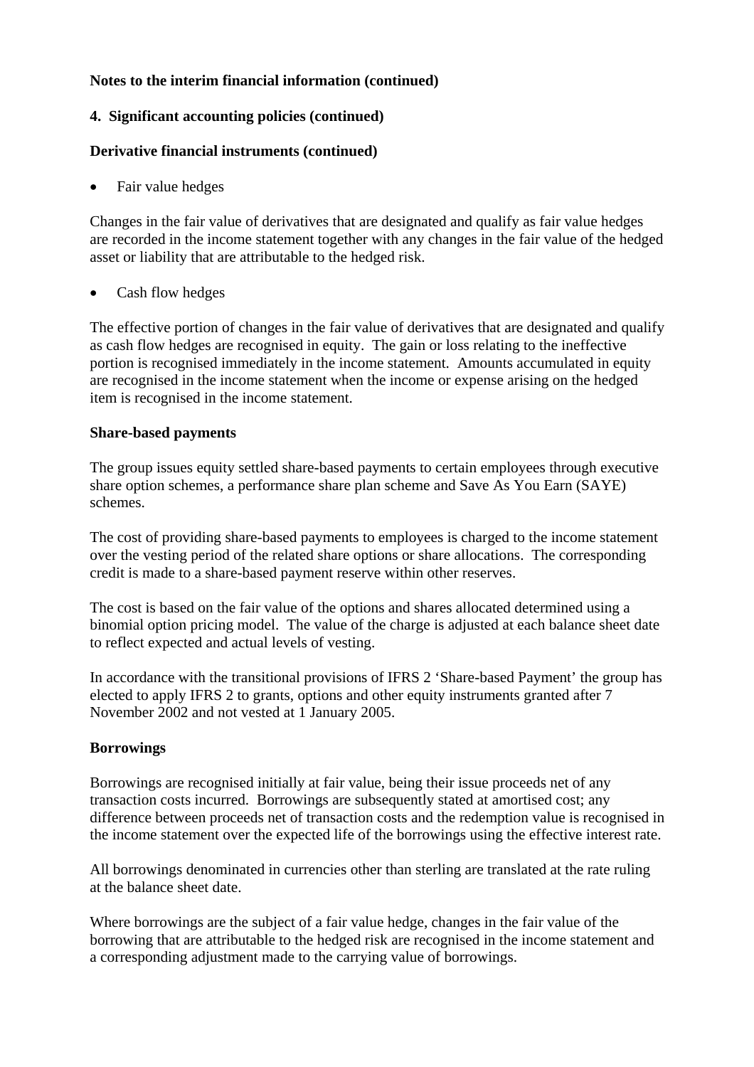**Notes to the interim financial information (continued)**

**4. Significant accounting policies (continued)**

**Derivative financial instruments (continued)**

- Fair value hedges

Changes in the fair value of derivatives that are designated and qualify as fair value hedges are recorded in the income statement together with any changes in the fair value of the hedged asset or liability that are attributable to the hedged risk.

- Cash flow hedges

The effective portion of changes in the fair value of derivatives that are designated and qualify as cash flow hedges are recognised in equity. The gain or loss relating to the ineffective portion is recognised immediately in the income statement. Amounts accumulated in equity are recognised in the income statement when the income or expense arising on the hedged item is recognised in the income statement.

**Share-based payments**

The group issues equity settled share-based payments to certain employees through executive share option schemes, a performance share plan scheme and Save As You Earn (SAYE) schemes.

The cost of providing share-based payments to employees is charged to the income statement over the vesting period of the related share options or share allocations. The corresponding credit is made to a share-based payment reserve within other reserves.

The cost is based on the fair value of the options and shares allocated determined using a binomial option pricing model. The value of the charge is adjusted at each balance sheet date to reflect expected and actual levels of vesting.

In accordance with the transitional provisions of IFRS 2 'Share-based Payment' the group has elected to apply IFRS 2 to grants, options and other equity instruments granted after 7 November 2002 and not vested at 1 January 2005.

**Borrowings**

Borrowings are recognised initially at fair value, being their issue proceeds net of any transaction costs incurred. Borrowings are subsequently stated at amortised cost; any difference between proceeds net of transaction costs and the redemption value is recognised in the income statement over the expected life of the borrowings using the effective interest rate.

All borrowings denominated in currencies other than sterling are translated at the rate ruling at the balance sheet date.

Where borrowings are the subject of a fair value hedge, changes in the fair value of the borrowing that are attributable to the hedged risk are recognised in the income statement and a corresponding adjustment made to the carrying value of borrowings.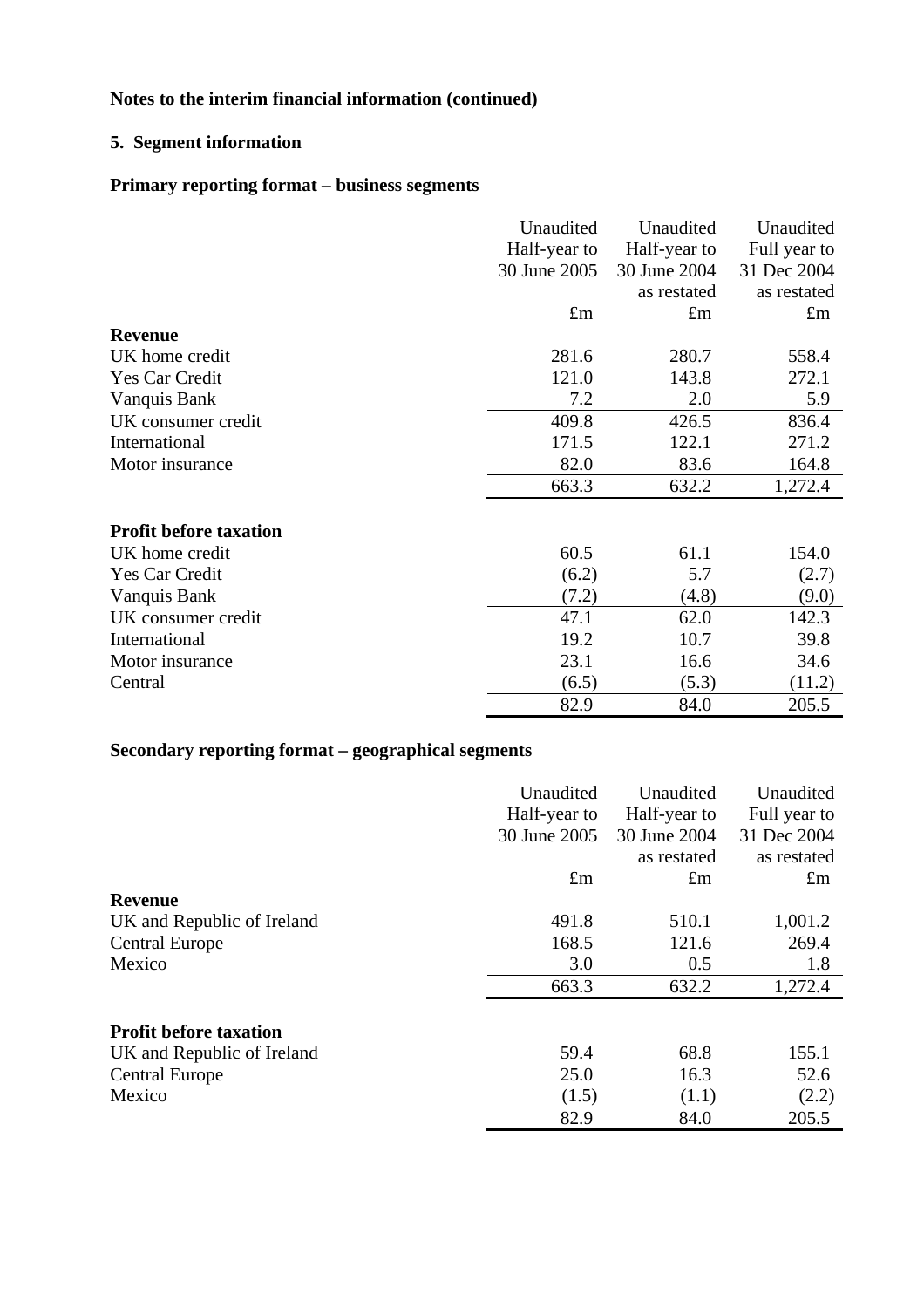**Notes to the interim financial information (continued)**

## 5. Segment information

### Primary reporting format – business segments

| | Unaudited Half-year to 30 June 2005 | Unaudited Half-year to 30 June 2004 as restated | Unaudited Full year to 31 Dec 2004 as restated |
|---|---|---|---|
| | £m | £m | £m |
| **Revenue** | | | |
| UK home credit | 281.6 | 280.7 | 558.4 |
| Yes Car Credit | 121.0 | 143.8 | 272.1 |
| Vanquis Bank | 7.2 | 2.0 | 5.9 |
| UK consumer credit | 409.8 | 426.5 | 836.4 |
| International | 171.5 | 122.1 | 271.2 |
| Motor insurance | 82.0 | 83.6 | 164.8 |
| | 663.3 | 632.2 | 1,272.4 |
| **Profit before taxation** | | | |
| UK home credit | 60.5 | 61.1 | 154.0 |
| Yes Car Credit | (6.2) | 5.7 | (2.7) |
| Vanquis Bank | (7.2) | (4.8) | (9.0) |
| UK consumer credit | 47.1 | 62.0 | 142.3 |
| International | 19.2 | 10.7 | 39.8 |
| Motor insurance | 23.1 | 16.6 | 34.6 |
| Central | (6.5) | (5.3) | (11.2) |
| | 82.9 | 84.0 | 205.5 |

### Secondary reporting format – geographical segments

| | Unaudited Half-year to 30 June 2005 | Unaudited Half-year to 30 June 2004 as restated | Unaudited Full year to 31 Dec 2004 as restated |
|---|---|---|---|
| | £m | £m | £m |
| **Revenue** | | | |
| UK and Republic of Ireland | 491.8 | 510.1 | 1,001.2 |
| Central Europe | 168.5 | 121.6 | 269.4 |
| Mexico | 3.0 | 0.5 | 1.8 |
| | 663.3 | 632.2 | 1,272.4 |
| **Profit before taxation** | | | |
| UK and Republic of Ireland | 59.4 | 68.8 | 155.1 |
| Central Europe | 25.0 | 16.3 | 52.6 |
| Mexico | (1.5) | (1.1) | (2.2) |
| | 82.9 | 84.0 | 205.5 |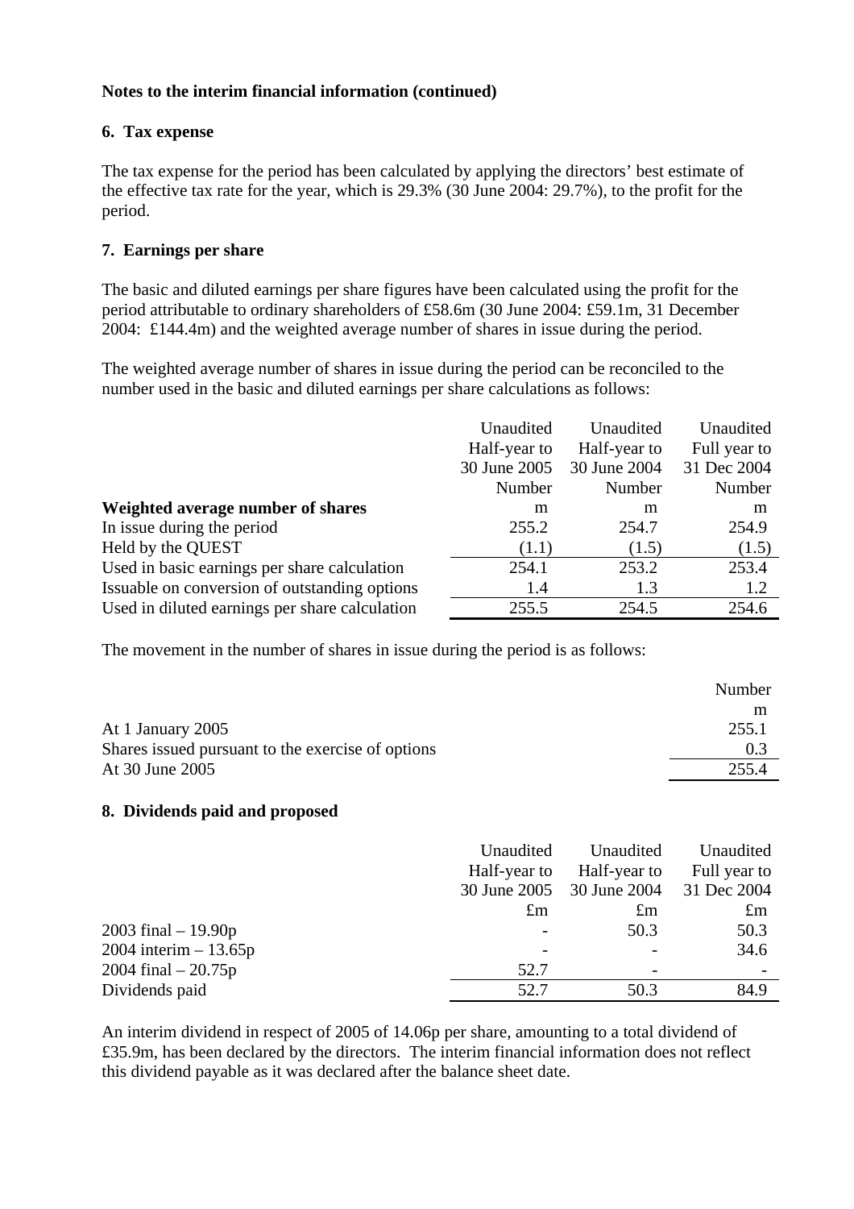**Notes to the interim financial information (continued)**

## 6. Tax expense

The tax expense for the period has been calculated by applying the directors' best estimate of the effective tax rate for the year, which is 29.3% (30 June 2004: 29.7%), to the profit for the period.

## 7. Earnings per share

The basic and diluted earnings per share figures have been calculated using the profit for the period attributable to ordinary shareholders of £58.6m (30 June 2004: £59.1m, 31 December 2004: £144.4m) and the weighted average number of shares in issue during the period.

The weighted average number of shares in issue during the period can be reconciled to the number used in the basic and diluted earnings per share calculations as follows:

| | Unaudited Half-year to 30 June 2005 Number | Unaudited Half-year to 30 June 2004 Number | Unaudited Full year to 31 Dec 2004 Number |
|---|---|---|---|
| **Weighted average number of shares** | m | m | m |
| In issue during the period | 255.2 | 254.7 | 254.9 |
| Held by the QUEST | (1.1) | (1.5) | (1.5) |
| Used in basic earnings per share calculation | 254.1 | 253.2 | 253.4 |
| Issuable on conversion of outstanding options | 1.4 | 1.3 | 1.2 |
| Used in diluted earnings per share calculation | 255.5 | 254.5 | 254.6 |

The movement in the number of shares in issue during the period is as follows:

| | Number m |
|---|---|
| At 1 January 2005 | 255.1 |
| Shares issued pursuant to the exercise of options | 0.3 |
| At 30 June 2005 | 255.4 |

## 8. Dividends paid and proposed

| | Unaudited Half-year to 30 June 2005 £m | Unaudited Half-year to 30 June 2004 £m | Unaudited Full year to 31 Dec 2004 £m |
|---|---|---|---|
| 2003 final – 19.90p | - | 50.3 | 50.3 |
| 2004 interim – 13.65p | - | - | 34.6 |
| 2004 final – 20.75p | 52.7 | - | - |
| Dividends paid | 52.7 | 50.3 | 84.9 |

An interim dividend in respect of 2005 of 14.06p per share, amounting to a total dividend of £35.9m, has been declared by the directors. The interim financial information does not reflect this dividend payable as it was declared after the balance sheet date.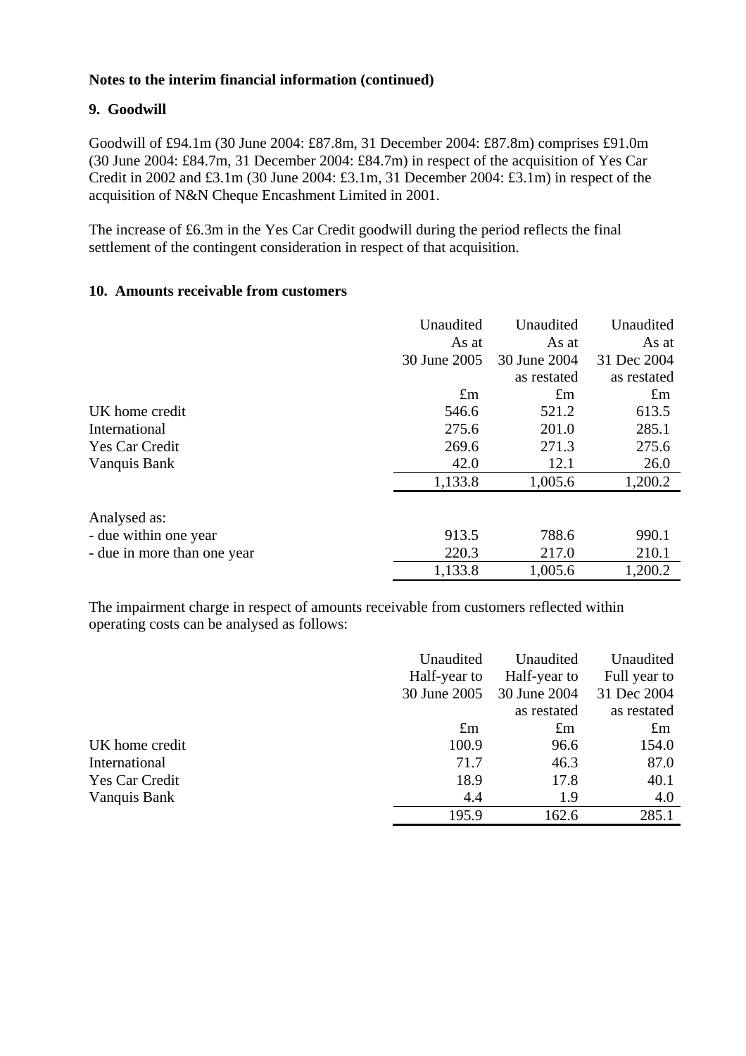**Notes to the interim financial information (continued)**

## 9. Goodwill

Goodwill of £94.1m (30 June 2004: £87.8m, 31 December 2004: £87.8m) comprises £91.0m (30 June 2004: £84.7m, 31 December 2004: £84.7m) in respect of the acquisition of Yes Car Credit in 2002 and £3.1m (30 June 2004: £3.1m, 31 December 2004: £3.1m) in respect of the acquisition of N&N Cheque Encashment Limited in 2001.

The increase of £6.3m in the Yes Car Credit goodwill during the period reflects the final settlement of the contingent consideration in respect of that acquisition.

## 10. Amounts receivable from customers

| | Unaudited<br>As at<br>30 June 2005 | Unaudited<br>As at<br>30 June 2004<br>as restated | Unaudited<br>As at<br>31 Dec 2004<br>as restated |
|---|---|---|---|
| | £m | £m | £m |
| UK home credit | 546.6 | 521.2 | 613.5 |
| International | 275.6 | 201.0 | 285.1 |
| Yes Car Credit | 269.6 | 271.3 | 275.6 |
| Vanquis Bank | 42.0 | 12.1 | 26.0 |
| | 1,133.8 | 1,005.6 | 1,200.2 |
| Analysed as: | | | |
| - due within one year | 913.5 | 788.6 | 990.1 |
| - due in more than one year | 220.3 | 217.0 | 210.1 |
| | 1,133.8 | 1,005.6 | 1,200.2 |

The impairment charge in respect of amounts receivable from customers reflected within operating costs can be analysed as follows:

| | Unaudited<br>Half-year to<br>30 June 2005 | Unaudited<br>Half-year to<br>30 June 2004<br>as restated | Unaudited<br>Full year to<br>31 Dec 2004<br>as restated |
|---|---|---|---|
| | £m | £m | £m |
| UK home credit | 100.9 | 96.6 | 154.0 |
| International | 71.7 | 46.3 | 87.0 |
| Yes Car Credit | 18.9 | 17.8 | 40.1 |
| Vanquis Bank | 4.4 | 1.9 | 4.0 |
| | 195.9 | 162.6 | 285.1 |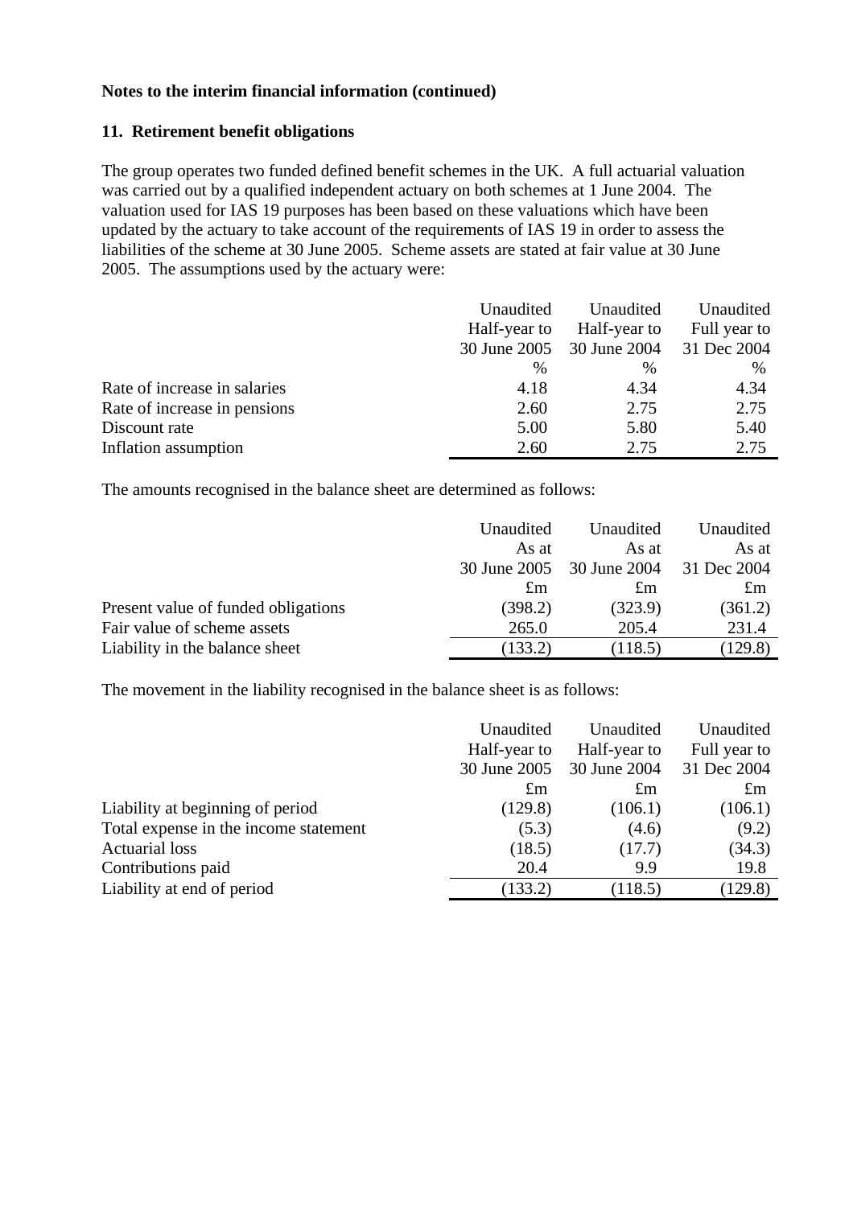**Notes to the interim financial information (continued)**

**11. Retirement benefit obligations**

The group operates two funded defined benefit schemes in the UK. A full actuarial valuation was carried out by a qualified independent actuary on both schemes at 1 June 2004. The valuation used for IAS 19 purposes has been based on these valuations which have been updated by the actuary to take account of the requirements of IAS 19 in order to assess the liabilities of the scheme at 30 June 2005. Scheme assets are stated at fair value at 30 June 2005. The assumptions used by the actuary were:

| | Unaudited Half-year to 30 June 2005 % | Unaudited Half-year to 30 June 2004 % | Unaudited Full year to 31 Dec 2004 % |
|---|---|---|---|
| Rate of increase in salaries | 4.18 | 4.34 | 4.34 |
| Rate of increase in pensions | 2.60 | 2.75 | 2.75 |
| Discount rate | 5.00 | 5.80 | 5.40 |
| Inflation assumption | 2.60 | 2.75 | 2.75 |

The amounts recognised in the balance sheet are determined as follows:

| | Unaudited As at 30 June 2005 £m | Unaudited As at 30 June 2004 £m | Unaudited As at 31 Dec 2004 £m |
|---|---|---|---|
| Present value of funded obligations | (398.2) | (323.9) | (361.2) |
| Fair value of scheme assets | 265.0 | 205.4 | 231.4 |
| Liability in the balance sheet | (133.2) | (118.5) | (129.8) |

The movement in the liability recognised in the balance sheet is as follows:

| | Unaudited Half-year to 30 June 2005 £m | Unaudited Half-year to 30 June 2004 £m | Unaudited Full year to 31 Dec 2004 £m |
|---|---|---|---|
| Liability at beginning of period | (129.8) | (106.1) | (106.1) |
| Total expense in the income statement | (5.3) | (4.6) | (9.2) |
| Actuarial loss | (18.5) | (17.7) | (34.3) |
| Contributions paid | 20.4 | 9.9 | 19.8 |
| Liability at end of period | (133.2) | (118.5) | (129.8) |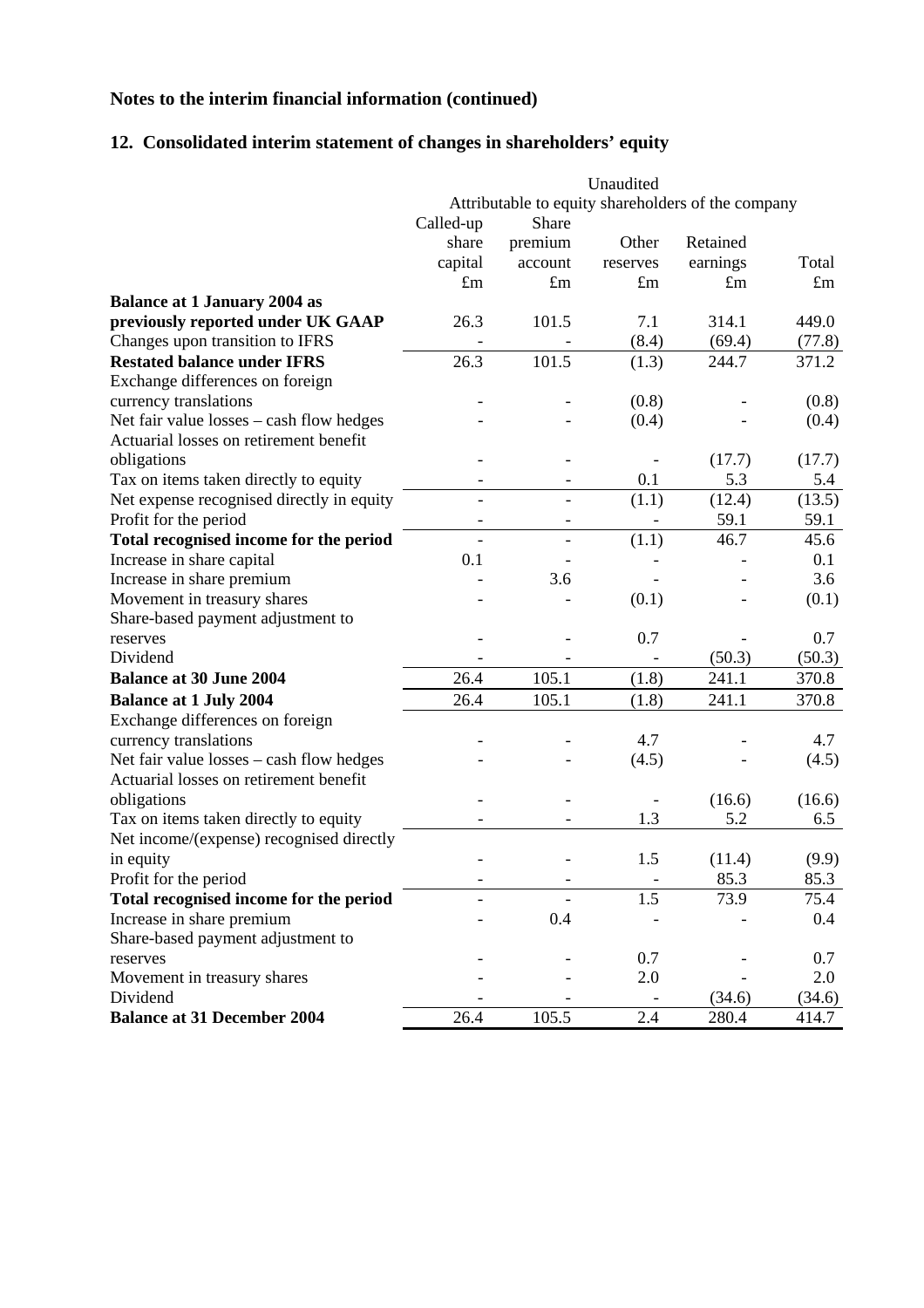**Notes to the interim financial information (continued)**

## 12. Consolidated interim statement of changes in shareholders' equity

| | Unaudited | | | | |
|---|---|---|---|---|---|
| | Attributable to equity shareholders of the company | | | | |
| | Called-up share capital | Share premium account | Other reserves | Retained earnings | Total |
| | £m | £m | £m | £m | £m |
| **Balance at 1 January 2004 as previously reported under UK GAAP** | 26.3 | 101.5 | 7.1 | 314.1 | 449.0 |
| Changes upon transition to IFRS | - | - | (8.4) | (69.4) | (77.8) |
| **Restated balance under IFRS** | 26.3 | 101.5 | (1.3) | 244.7 | 371.2 |
| Exchange differences on foreign currency translations | - | - | (0.8) | - | (0.8) |
| Net fair value losses – cash flow hedges | - | - | (0.4) | - | (0.4) |
| Actuarial losses on retirement benefit obligations | - | - | - | (17.7) | (17.7) |
| Tax on items taken directly to equity | - | - | 0.1 | 5.3 | 5.4 |
| Net expense recognised directly in equity | - | - | (1.1) | (12.4) | (13.5) |
| Profit for the period | - | - | - | 59.1 | 59.1 |
| **Total recognised income for the period** | - | - | (1.1) | 46.7 | 45.6 |
| Increase in share capital | 0.1 | - | - | - | 0.1 |
| Increase in share premium | - | 3.6 | - | - | 3.6 |
| Movement in treasury shares | - | - | (0.1) | - | (0.1) |
| Share-based payment adjustment to reserves | - | - | 0.7 | - | 0.7 |
| Dividend | - | - | - | (50.3) | (50.3) |
| **Balance at 30 June 2004** | 26.4 | 105.1 | (1.8) | 241.1 | 370.8 |
| **Balance at 1 July 2004** | 26.4 | 105.1 | (1.8) | 241.1 | 370.8 |
| Exchange differences on foreign currency translations | - | - | 4.7 | - | 4.7 |
| Net fair value losses – cash flow hedges | - | - | (4.5) | - | (4.5) |
| Actuarial losses on retirement benefit obligations | - | - | - | (16.6) | (16.6) |
| Tax on items taken directly to equity | - | - | 1.3 | 5.2 | 6.5 |
| Net income/(expense) recognised directly in equity | - | - | 1.5 | (11.4) | (9.9) |
| Profit for the period | - | - | - | 85.3 | 85.3 |
| **Total recognised income for the period** | - | - | 1.5 | 73.9 | 75.4 |
| Increase in share premium | - | 0.4 | - | - | 0.4 |
| Share-based payment adjustment to reserves | - | - | 0.7 | - | 0.7 |
| Movement in treasury shares | - | - | 2.0 | - | 2.0 |
| Dividend | - | - | - | (34.6) | (34.6) |
| **Balance at 31 December 2004** | 26.4 | 105.5 | 2.4 | 280.4 | 414.7 |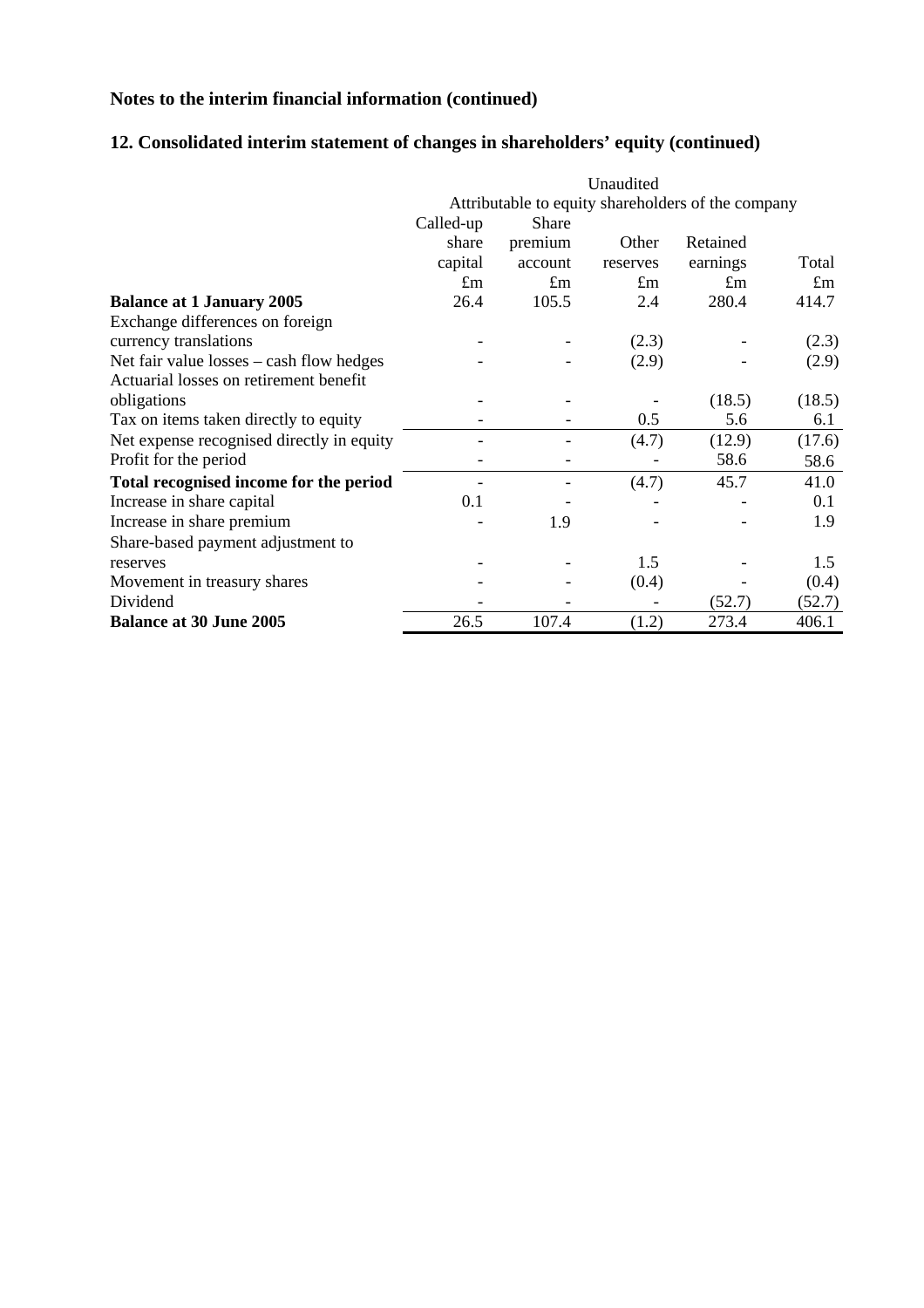## Notes to the interim financial information (continued)

## 12. Consolidated interim statement of changes in shareholders' equity (continued)

| | Unaudited | | | | |
|---|---|---|---|---|---|
| | Attributable to equity shareholders of the company | | | | |
| | Called-up share capital | Share premium account | Other reserves | Retained earnings | Total |
| | £m | £m | £m | £m | £m |
| **Balance at 1 January 2005** | 26.4 | 105.5 | 2.4 | 280.4 | 414.7 |
| Exchange differences on foreign currency translations | - | - | (2.3) | - | (2.3) |
| Net fair value losses – cash flow hedges | - | - | (2.9) | - | (2.9) |
| Actuarial losses on retirement benefit obligations | - | - | - | (18.5) | (18.5) |
| Tax on items taken directly to equity | - | - | 0.5 | 5.6 | 6.1 |
| Net expense recognised directly in equity | - | - | (4.7) | (12.9) | (17.6) |
| Profit for the period | - | - | - | 58.6 | 58.6 |
| **Total recognised income for the period** | - | - | (4.7) | 45.7 | 41.0 |
| Increase in share capital | 0.1 | - | - | - | 0.1 |
| Increase in share premium | - | 1.9 | - | - | 1.9 |
| Share-based payment adjustment to reserves | - | - | 1.5 | - | 1.5 |
| Movement in treasury shares | - | - | (0.4) | - | (0.4) |
| Dividend | - | - | - | (52.7) | (52.7) |
| **Balance at 30 June 2005** | 26.5 | 107.4 | (1.2) | 273.4 | 406.1 |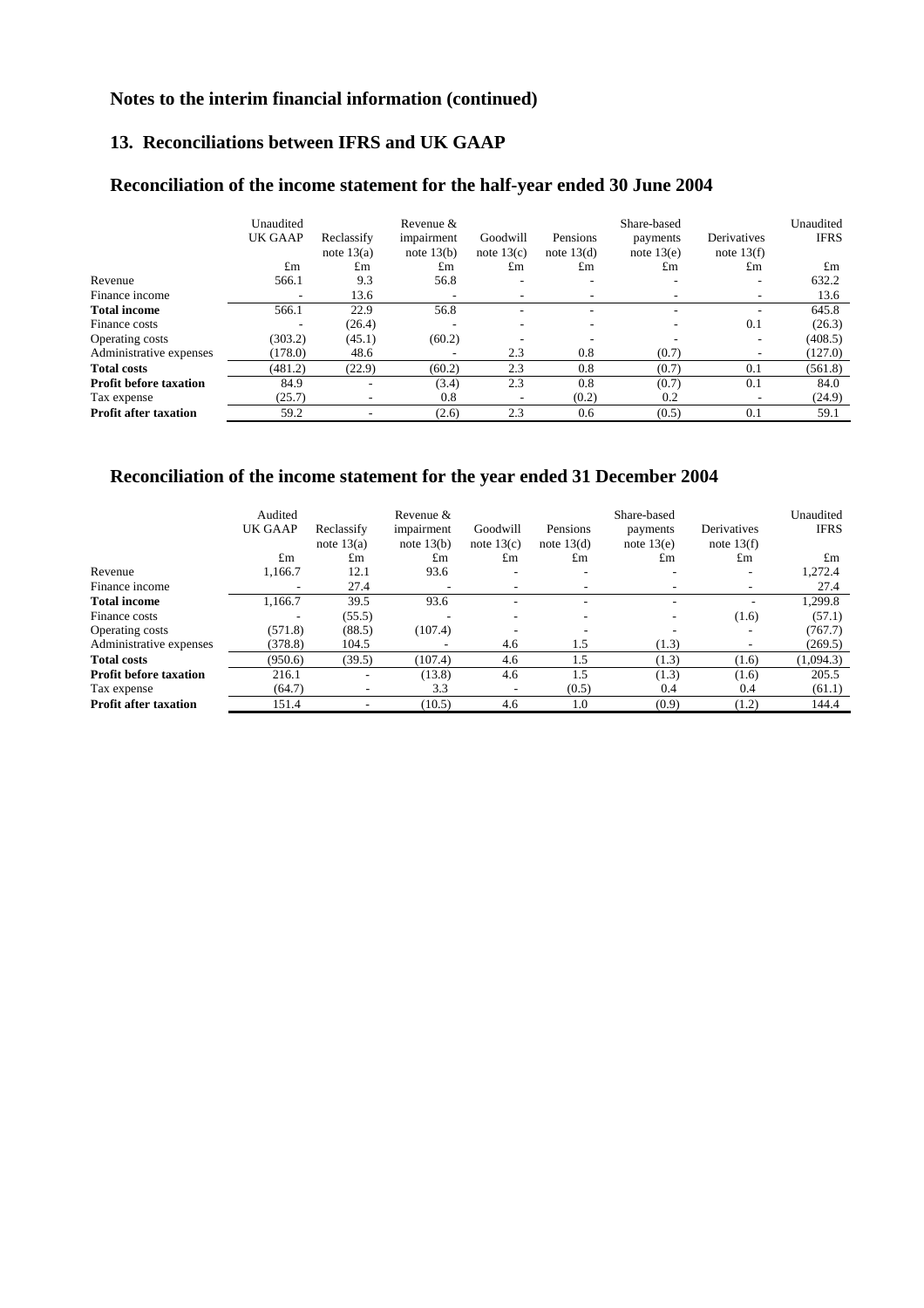## Notes to the interim financial information (continued)

## 13. Reconciliations between IFRS and UK GAAP

### Reconciliation of the income statement for the half-year ended 30 June 2004

| | Unaudited UK GAAP | Reclassify note 13(a) | Revenue & impairment note 13(b) | Goodwill note 13(c) | Pensions note 13(d) | Share-based payments note 13(e) | Derivatives note 13(f) | Unaudited IFRS |
|---|---|---|---|---|---|---|---|---|
| | £m | £m | £m | £m | £m | £m | £m | £m |
| Revenue | 566.1 | 9.3 | 56.8 | - | - | - | - | 632.2 |
| Finance income | - | 13.6 | - | - | - | - | - | 13.6 |
| **Total income** | 566.1 | 22.9 | 56.8 | - | - | - | - | 645.8 |
| Finance costs | - | (26.4) | - | - | - | - | 0.1 | (26.3) |
| Operating costs | (303.2) | (45.1) | (60.2) | - | - | - | - | (408.5) |
| Administrative expenses | (178.0) | 48.6 | - | 2.3 | 0.8 | (0.7) | - | (127.0) |
| **Total costs** | (481.2) | (22.9) | (60.2) | 2.3 | 0.8 | (0.7) | 0.1 | (561.8) |
| **Profit before taxation** | 84.9 | - | (3.4) | 2.3 | 0.8 | (0.7) | 0.1 | 84.0 |
| Tax expense | (25.7) | - | 0.8 | - | (0.2) | 0.2 | - | (24.9) |
| **Profit after taxation** | 59.2 | - | (2.6) | 2.3 | 0.6 | (0.5) | 0.1 | 59.1 |

### Reconciliation of the income statement for the year ended 31 December 2004

| | Audited UK GAAP | Reclassify note 13(a) | Revenue & impairment note 13(b) | Goodwill note 13(c) | Pensions note 13(d) | Share-based payments note 13(e) | Derivatives note 13(f) | Unaudited IFRS |
|---|---|---|---|---|---|---|---|---|
| | £m | £m | £m | £m | £m | £m | £m | £m |
| Revenue | 1,166.7 | 12.1 | 93.6 | - | - | - | - | 1,272.4 |
| Finance income | - | 27.4 | - | - | - | - | - | 27.4 |
| **Total income** | 1,166.7 | 39.5 | 93.6 | - | - | - | - | 1,299.8 |
| Finance costs | - | (55.5) | - | - | - | - | (1.6) | (57.1) |
| Operating costs | (571.8) | (88.5) | (107.4) | - | - | - | - | (767.7) |
| Administrative expenses | (378.8) | 104.5 | - | 4.6 | 1.5 | (1.3) | - | (269.5) |
| **Total costs** | (950.6) | (39.5) | (107.4) | 4.6 | 1.5 | (1.3) | (1.6) | (1,094.3) |
| **Profit before taxation** | 216.1 | - | (13.8) | 4.6 | 1.5 | (1.3) | (1.6) | 205.5 |
| Tax expense | (64.7) | - | 3.3 | - | (0.5) | 0.4 | 0.4 | (61.1) |
| **Profit after taxation** | 151.4 | - | (10.5) | 4.6 | 1.0 | (0.9) | (1.2) | 144.4 |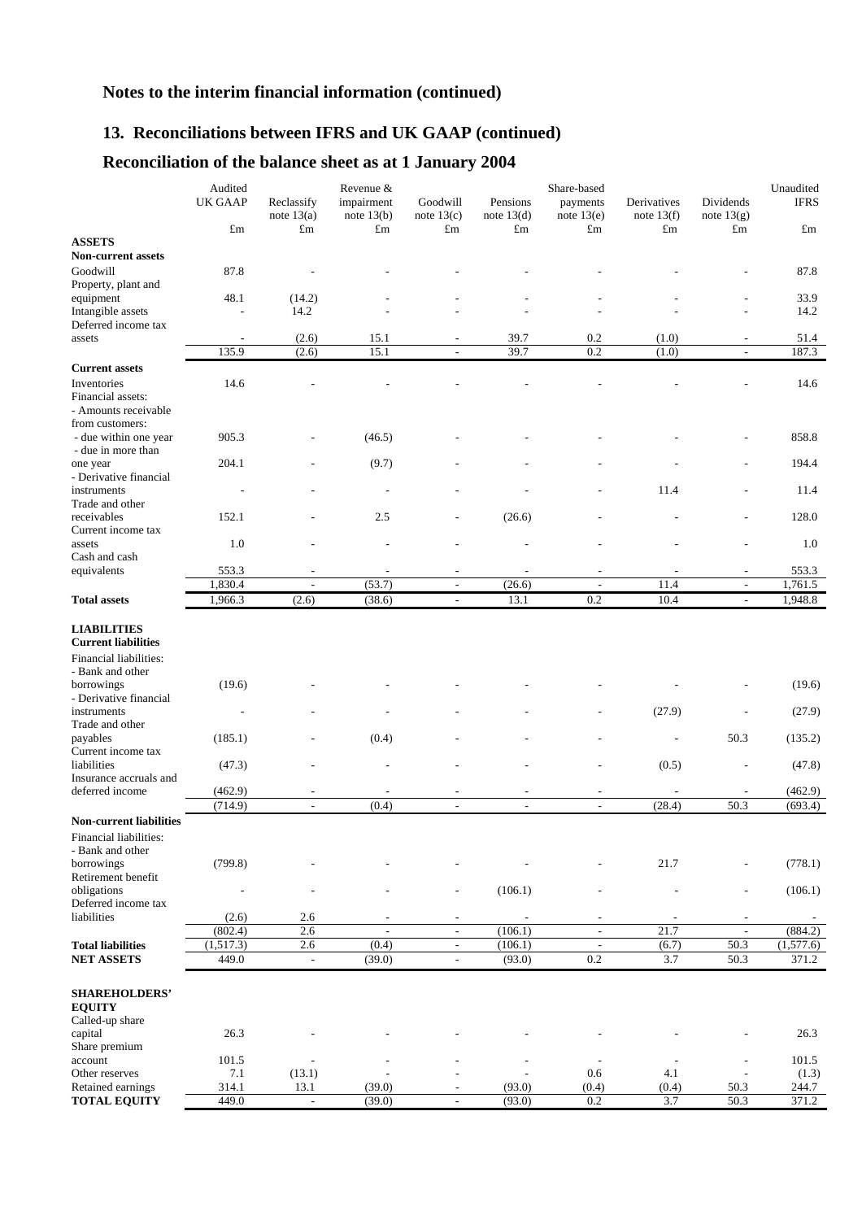## Notes to the interim financial information (continued)

## 13. Reconciliations between IFRS and UK GAAP (continued)

## Reconciliation of the balance sheet as at 1 January 2004

| | Audited UK GAAP | Reclassify note 13(a) | Revenue & impairment note 13(b) | Goodwill note 13(c) | Pensions note 13(d) | Share-based payments note 13(e) | Derivatives note 13(f) | Dividends note 13(g) | Unaudited IFRS |
|---|---|---|---|---|---|---|---|---|---|
| | £m | £m | £m | £m | £m | £m | £m | £m | £m |
| **ASSETS** | | | | | | | | | |
| **Non-current assets** | | | | | | | | | |
| Goodwill | 87.8 | - | - | - | - | - | - | - | 87.8 |
| Property, plant and equipment | 48.1 | (14.2) | - | - | - | - | - | - | 33.9 |
| Intangible assets | - | 14.2 | - | - | - | - | - | - | 14.2 |
| Deferred income tax assets | - | (2.6) | 15.1 | - | 39.7 | 0.2 | (1.0) | - | 51.4 |
| | 135.9 | (2.6) | 15.1 | - | 39.7 | 0.2 | (1.0) | - | 187.3 |
| **Current assets** | | | | | | | | | |
| Inventories | 14.6 | - | - | - | - | - | - | - | 14.6 |
| Financial assets: | | | | | | | | | |
| - Amounts receivable from customers: | | | | | | | | | |
| - due within one year | 905.3 | - | (46.5) | - | - | - | - | - | 858.8 |
| - due in more than one year | 204.1 | - | (9.7) | - | - | - | - | - | 194.4 |
| - Derivative financial instruments | - | - | - | - | - | - | 11.4 | - | 11.4 |
| Trade and other receivables | 152.1 | - | 2.5 | - | (26.6) | - | - | - | 128.0 |
| Current income tax assets | 1.0 | - | - | - | - | - | - | - | 1.0 |
| Cash and cash equivalents | 553.3 | - | - | - | - | - | - | - | 553.3 |
| | 1,830.4 | - | (53.7) | - | (26.6) | - | 11.4 | - | 1,761.5 |
| **Total assets** | 1,966.3 | (2.6) | (38.6) | - | 13.1 | 0.2 | 10.4 | - | 1,948.8 |
| **LIABILITIES** | | | | | | | | | |
| **Current liabilities** | | | | | | | | | |
| Financial liabilities: | | | | | | | | | |
| - Bank and other borrowings | (19.6) | - | - | - | - | - | - | - | (19.6) |
| - Derivative financial instruments | - | - | - | - | - | - | (27.9) | - | (27.9) |
| Trade and other payables | (185.1) | - | (0.4) | - | - | - | - | 50.3 | (135.2) |
| Current income tax liabilities | (47.3) | - | - | - | - | - | (0.5) | - | (47.8) |
| Insurance accruals and deferred income | (462.9) | - | - | - | - | - | - | - | (462.9) |
| | (714.9) | - | (0.4) | - | - | - | (28.4) | 50.3 | (693.4) |
| **Non-current liabilities** | | | | | | | | | |
| Financial liabilities: | | | | | | | | | |
| - Bank and other borrowings | (799.8) | - | - | - | - | - | 21.7 | - | (778.1) |
| Retirement benefit obligations | - | - | - | - | (106.1) | - | - | - | (106.1) |
| Deferred income tax liabilities | (2.6) | 2.6 | - | - | - | - | - | - | - |
| | (802.4) | 2.6 | - | - | (106.1) | - | 21.7 | - | (884.2) |
| **Total liabilities** | (1,517.3) | 2.6 | (0.4) | - | (106.1) | - | (6.7) | 50.3 | (1,577.6) |
| **NET ASSETS** | 449.0 | - | (39.0) | - | (93.0) | 0.2 | 3.7 | 50.3 | 371.2 |
| **SHAREHOLDERS' EQUITY** | | | | | | | | | |
| Called-up share capital | 26.3 | - | - | - | - | - | - | - | 26.3 |
| Share premium account | 101.5 | - | - | - | - | - | - | - | 101.5 |
| Other reserves | 7.1 | (13.1) | - | - | - | 0.6 | 4.1 | - | (1.3) |
| Retained earnings | 314.1 | 13.1 | (39.0) | - | (93.0) | (0.4) | (0.4) | 50.3 | 244.7 |
| **TOTAL EQUITY** | 449.0 | - | (39.0) | - | (93.0) | 0.2 | 3.7 | 50.3 | 371.2 |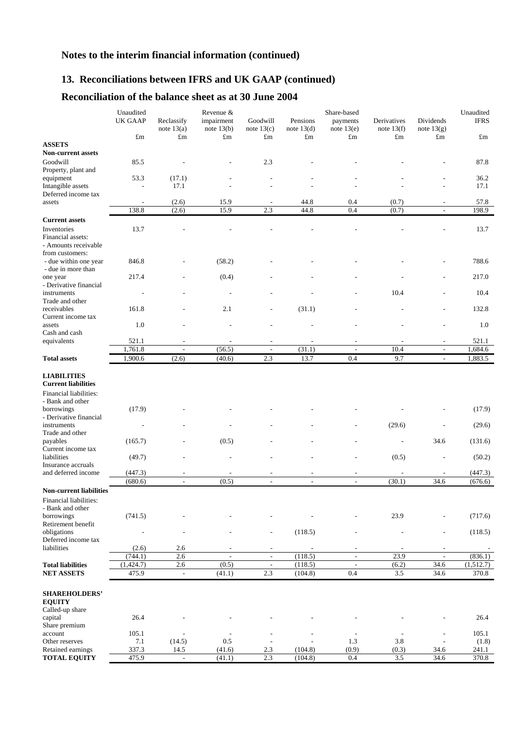## Notes to the interim financial information (continued)

## 13. Reconciliations between IFRS and UK GAAP (continued)

## Reconciliation of the balance sheet as at 30 June 2004

| | Unaudited UK GAAP | Reclassify note 13(a) | Revenue & impairment note 13(b) | Goodwill note 13(c) | Pensions note 13(d) | Share-based payments note 13(e) | Derivatives note 13(f) | Dividends note 13(g) | Unaudited IFRS |
|---|---|---|---|---|---|---|---|---|---|
| | £m | £m | £m | £m | £m | £m | £m | £m | £m |
| **ASSETS** | | | | | | | | | |
| **Non-current assets** | | | | | | | | | |
| Goodwill | 85.5 | - | - | 2.3 | - | - | - | - | 87.8 |
| Property, plant and equipment | 53.3 | (17.1) | - | - | - | - | - | - | 36.2 |
| Intangible assets | - | 17.1 | - | - | - | - | - | - | 17.1 |
| Deferred income tax assets | - | (2.6) | 15.9 | - | 44.8 | 0.4 | (0.7) | - | 57.8 |
| | 138.8 | (2.6) | 15.9 | 2.3 | 44.8 | 0.4 | (0.7) | - | 198.9 |
| **Current assets** | | | | | | | | | |
| Inventories | 13.7 | - | - | - | - | - | - | - | 13.7 |
| Financial assets: | | | | | | | | | |
| - Amounts receivable from customers: | | | | | | | | | |
| - due within one year | 846.8 | - | (58.2) | - | - | - | - | - | 788.6 |
| - due in more than one year | 217.4 | - | (0.4) | - | - | - | - | - | 217.0 |
| - Derivative financial instruments | - | - | - | - | - | - | 10.4 | - | 10.4 |
| Trade and other receivables | 161.8 | - | 2.1 | - | (31.1) | - | - | - | 132.8 |
| Current income tax assets | 1.0 | - | - | - | - | - | - | - | 1.0 |
| Cash and cash equivalents | 521.1 | - | - | - | - | - | - | - | 521.1 |
| | 1,761.8 | - | (56.5) | - | (31.1) | - | 10.4 | - | 1,684.6 |
| **Total assets** | 1,900.6 | (2.6) | (40.6) | 2.3 | 13.7 | 0.4 | 9.7 | - | 1,883.5 |
| **LIABILITIES** | | | | | | | | | |
| **Current liabilities** | | | | | | | | | |
| Financial liabilities: | | | | | | | | | |
| - Bank and other borrowings | (17.9) | - | - | - | - | - | - | - | (17.9) |
| - Derivative financial instruments | - | - | - | - | - | - | (29.6) | - | (29.6) |
| Trade and other payables | (165.7) | - | (0.5) | - | - | - | - | 34.6 | (131.6) |
| Current income tax liabilities | (49.7) | - | - | - | - | - | (0.5) | - | (50.2) |
| Insurance accruals and deferred income | (447.3) | - | - | - | - | - | - | - | (447.3) |
| | (680.6) | - | (0.5) | - | - | - | (30.1) | 34.6 | (676.6) |
| **Non-current liabilities** | | | | | | | | | |
| Financial liabilities: | | | | | | | | | |
| - Bank and other borrowings | (741.5) | - | - | - | - | - | 23.9 | - | (717.6) |
| Retirement benefit obligations | - | - | - | - | (118.5) | - | - | - | (118.5) |
| Deferred income tax liabilities | (2.6) | 2.6 | - | - | - | - | - | - | - |
| | (744.1) | 2.6 | - | - | (118.5) | - | 23.9 | - | (836.1) |
| **Total liabilities** | (1,424.7) | 2.6 | (0.5) | - | (118.5) | - | (6.2) | 34.6 | (1,512.7) |
| **NET ASSETS** | 475.9 | - | (41.1) | 2.3 | (104.8) | 0.4 | 3.5 | 34.6 | 370.8 |
| **SHAREHOLDERS' EQUITY** | | | | | | | | | |
| Called-up share capital | 26.4 | - | - | - | - | - | - | - | 26.4 |
| Share premium account | 105.1 | - | - | - | - | - | - | - | 105.1 |
| Other reserves | 7.1 | (14.5) | 0.5 | - | - | 1.3 | 3.8 | - | (1.8) |
| Retained earnings | 337.3 | 14.5 | (41.6) | 2.3 | (104.8) | (0.9) | (0.3) | 34.6 | 241.1 |
| **TOTAL EQUITY** | 475.9 | - | (41.1) | 2.3 | (104.8) | 0.4 | 3.5 | 34.6 | 370.8 |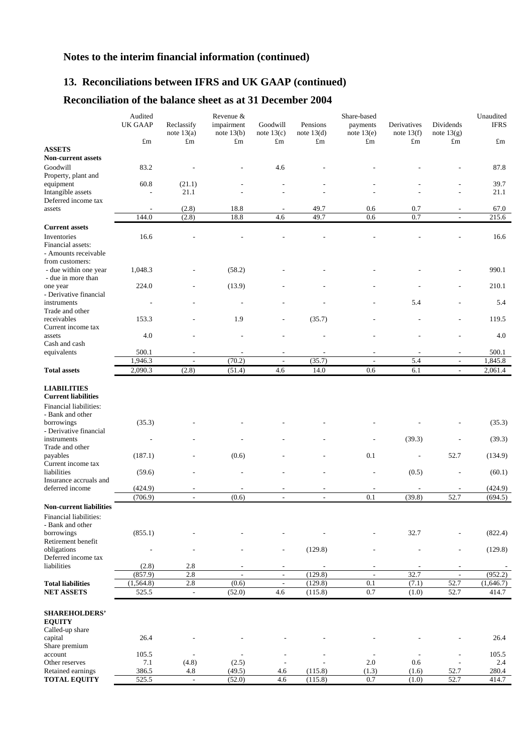# Notes to the interim financial information (continued)

## 13. Reconciliations between IFRS and UK GAAP (continued)

## Reconciliation of the balance sheet as at 31 December 2004

| | Audited UK GAAP | Reclassify note 13(a) | Revenue & impairment note 13(b) | Goodwill note 13(c) | Pensions note 13(d) | Share-based payments note 13(e) | Derivatives note 13(f) | Dividends note 13(g) | Unaudited IFRS |
|---|---|---|---|---|---|---|---|---|---|
| | £m | £m | £m | £m | £m | £m | £m | £m | £m |
| **ASSETS** | | | | | | | | | |
| **Non-current assets** | | | | | | | | | |
| Goodwill | 83.2 | - | - | 4.6 | - | - | - | - | 87.8 |
| Property, plant and equipment | 60.8 | (21.1) | - | - | - | - | - | - | 39.7 |
| Intangible assets | - | 21.1 | - | - | - | - | - | - | 21.1 |
| Deferred income tax assets | - | (2.8) | 18.8 | - | 49.7 | 0.6 | 0.7 | - | 67.0 |
| | 144.0 | (2.8) | 18.8 | 4.6 | 49.7 | 0.6 | 0.7 | - | 215.6 |
| **Current assets** | | | | | | | | | |
| Inventories | 16.6 | - | - | - | - | - | - | - | 16.6 |
| Financial assets: | | | | | | | | | |
| - Amounts receivable from customers: | | | | | | | | | |
| - due within one year | 1,048.3 | - | (58.2) | - | - | - | - | - | 990.1 |
| - due in more than one year | 224.0 | - | (13.9) | - | - | - | - | - | 210.1 |
| - Derivative financial instruments | - | - | - | - | - | - | 5.4 | - | 5.4 |
| Trade and other receivables | 153.3 | - | 1.9 | - | (35.7) | - | - | - | 119.5 |
| Current income tax assets | 4.0 | - | - | - | - | - | - | - | 4.0 |
| Cash and cash equivalents | 500.1 | - | - | - | - | - | - | - | 500.1 |
| | 1,946.3 | - | (70.2) | - | (35.7) | - | 5.4 | - | 1,845.8 |
| **Total assets** | 2,090.3 | (2.8) | (51.4) | 4.6 | 14.0 | 0.6 | 6.1 | - | 2,061.4 |
| **LIABILITIES** | | | | | | | | | |
| **Current liabilities** | | | | | | | | | |
| Financial liabilities: | | | | | | | | | |
| - Bank and other borrowings | (35.3) | - | - | - | - | - | - | - | (35.3) |
| - Derivative financial instruments | - | - | - | - | - | - | (39.3) | - | (39.3) |
| Trade and other payables | (187.1) | - | (0.6) | - | - | 0.1 | - | 52.7 | (134.9) |
| Current income tax liabilities | (59.6) | - | - | - | - | - | (0.5) | - | (60.1) |
| Insurance accruals and deferred income | (424.9) | - | - | - | - | - | - | - | (424.9) |
| | (706.9) | - | (0.6) | - | - | 0.1 | (39.8) | 52.7 | (694.5) |
| **Non-current liabilities** | | | | | | | | | |
| Financial liabilities: | | | | | | | | | |
| - Bank and other borrowings | (855.1) | - | - | - | - | - | 32.7 | - | (822.4) |
| Retirement benefit obligations | - | - | - | - | (129.8) | - | - | - | (129.8) |
| Deferred income tax liabilities | (2.8) | 2.8 | - | - | - | - | - | - | - |
| | (857.9) | 2.8 | - | - | (129.8) | - | 32.7 | - | (952.2) |
| **Total liabilities** | (1,564.8) | 2.8 | (0.6) | - | (129.8) | 0.1 | (7.1) | 52.7 | (1,646.7) |
| **NET ASSETS** | 525.5 | - | (52.0) | 4.6 | (115.8) | 0.7 | (1.0) | 52.7 | 414.7 |
| **SHAREHOLDERS' EQUITY** | | | | | | | | | |
| Called-up share capital | 26.4 | - | - | - | - | - | - | - | 26.4 |
| Share premium account | 105.5 | - | - | - | - | - | - | - | 105.5 |
| Other reserves | 7.1 | (4.8) | (2.5) | - | - | 2.0 | 0.6 | - | 2.4 |
| Retained earnings | 386.5 | 4.8 | (49.5) | 4.6 | (115.8) | (1.3) | (1.6) | 52.7 | 280.4 |
| **TOTAL EQUITY** | 525.5 | - | (52.0) | 4.6 | (115.8) | 0.7 | (1.0) | 52.7 | 414.7 |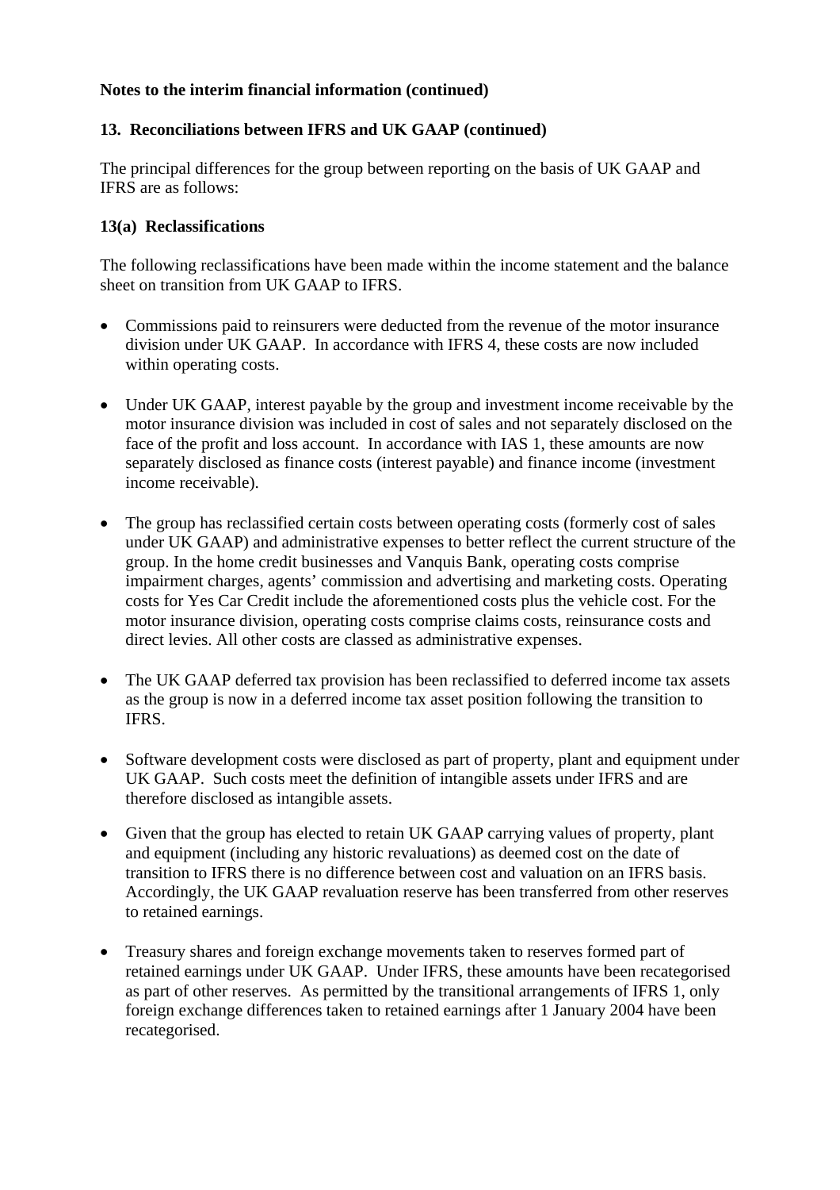**Notes to the interim financial information (continued)**

**13. Reconciliations between IFRS and UK GAAP (continued)**

The principal differences for the group between reporting on the basis of UK GAAP and IFRS are as follows:

**13(a) Reclassifications**

The following reclassifications have been made within the income statement and the balance sheet on transition from UK GAAP to IFRS.

- Commissions paid to reinsurers were deducted from the revenue of the motor insurance division under UK GAAP. In accordance with IFRS 4, these costs are now included within operating costs.

- Under UK GAAP, interest payable by the group and investment income receivable by the motor insurance division was included in cost of sales and not separately disclosed on the face of the profit and loss account. In accordance with IAS 1, these amounts are now separately disclosed as finance costs (interest payable) and finance income (investment income receivable).

- The group has reclassified certain costs between operating costs (formerly cost of sales under UK GAAP) and administrative expenses to better reflect the current structure of the group. In the home credit businesses and Vanquis Bank, operating costs comprise impairment charges, agents' commission and advertising and marketing costs. Operating costs for Yes Car Credit include the aforementioned costs plus the vehicle cost. For the motor insurance division, operating costs comprise claims costs, reinsurance costs and direct levies. All other costs are classed as administrative expenses.

- The UK GAAP deferred tax provision has been reclassified to deferred income tax assets as the group is now in a deferred income tax asset position following the transition to IFRS.

- Software development costs were disclosed as part of property, plant and equipment under UK GAAP. Such costs meet the definition of intangible assets under IFRS and are therefore disclosed as intangible assets.

- Given that the group has elected to retain UK GAAP carrying values of property, plant and equipment (including any historic revaluations) as deemed cost on the date of transition to IFRS there is no difference between cost and valuation on an IFRS basis. Accordingly, the UK GAAP revaluation reserve has been transferred from other reserves to retained earnings.

- Treasury shares and foreign exchange movements taken to reserves formed part of retained earnings under UK GAAP. Under IFRS, these amounts have been recategorised as part of other reserves. As permitted by the transitional arrangements of IFRS 1, only foreign exchange differences taken to retained earnings after 1 January 2004 have been recategorised.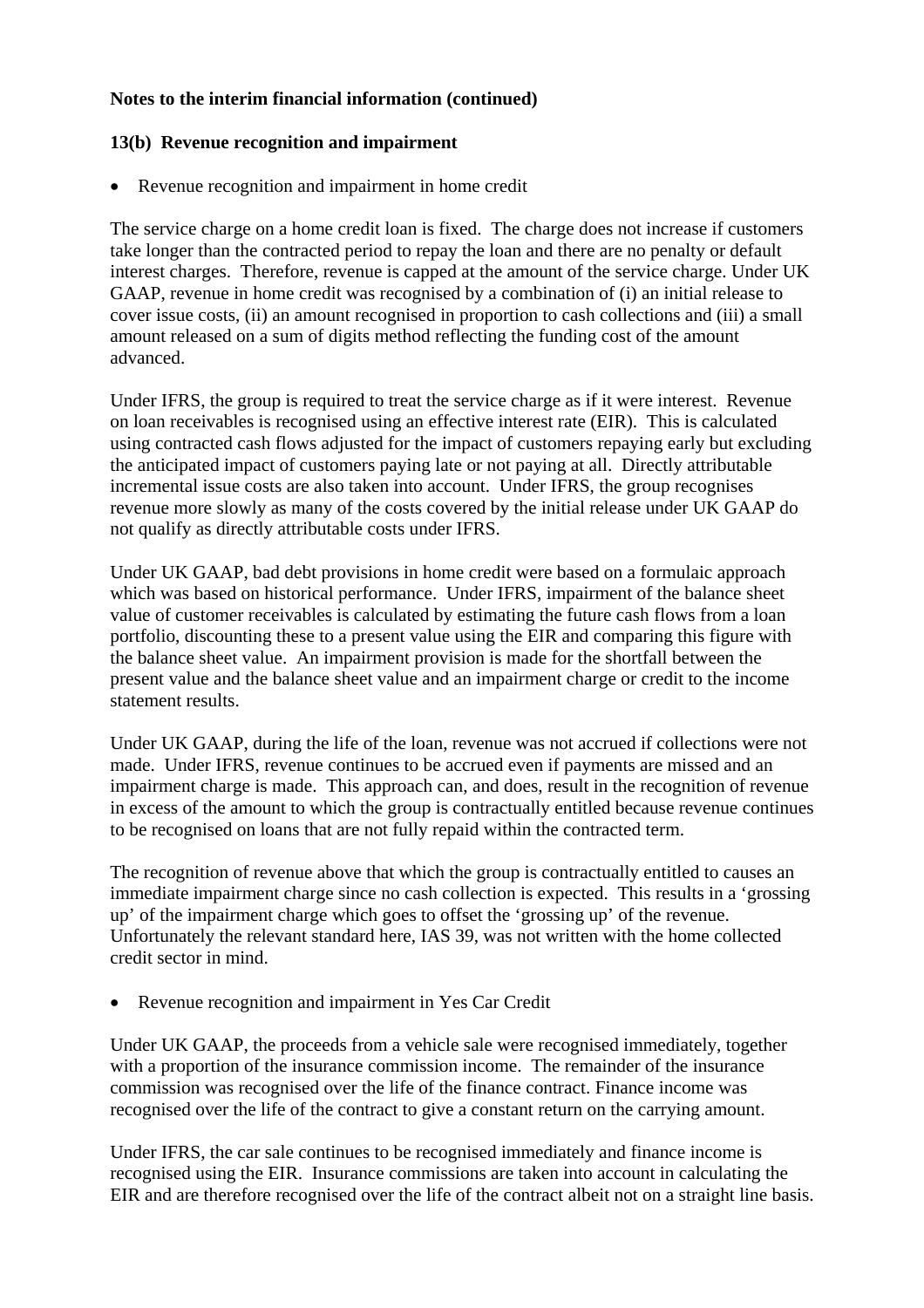**Notes to the interim financial information (continued)**

**13(b) Revenue recognition and impairment**

- Revenue recognition and impairment in home credit

The service charge on a home credit loan is fixed. The charge does not increase if customers take longer than the contracted period to repay the loan and there are no penalty or default interest charges. Therefore, revenue is capped at the amount of the service charge. Under UK GAAP, revenue in home credit was recognised by a combination of (i) an initial release to cover issue costs, (ii) an amount recognised in proportion to cash collections and (iii) a small amount released on a sum of digits method reflecting the funding cost of the amount advanced.

Under IFRS, the group is required to treat the service charge as if it were interest. Revenue on loan receivables is recognised using an effective interest rate (EIR). This is calculated using contracted cash flows adjusted for the impact of customers repaying early but excluding the anticipated impact of customers paying late or not paying at all. Directly attributable incremental issue costs are also taken into account. Under IFRS, the group recognises revenue more slowly as many of the costs covered by the initial release under UK GAAP do not qualify as directly attributable costs under IFRS.

Under UK GAAP, bad debt provisions in home credit were based on a formulaic approach which was based on historical performance. Under IFRS, impairment of the balance sheet value of customer receivables is calculated by estimating the future cash flows from a loan portfolio, discounting these to a present value using the EIR and comparing this figure with the balance sheet value. An impairment provision is made for the shortfall between the present value and the balance sheet value and an impairment charge or credit to the income statement results.

Under UK GAAP, during the life of the loan, revenue was not accrued if collections were not made. Under IFRS, revenue continues to be accrued even if payments are missed and an impairment charge is made. This approach can, and does, result in the recognition of revenue in excess of the amount to which the group is contractually entitled because revenue continues to be recognised on loans that are not fully repaid within the contracted term.

The recognition of revenue above that which the group is contractually entitled to causes an immediate impairment charge since no cash collection is expected. This results in a 'grossing up' of the impairment charge which goes to offset the 'grossing up' of the revenue. Unfortunately the relevant standard here, IAS 39, was not written with the home collected credit sector in mind.

- Revenue recognition and impairment in Yes Car Credit

Under UK GAAP, the proceeds from a vehicle sale were recognised immediately, together with a proportion of the insurance commission income. The remainder of the insurance commission was recognised over the life of the finance contract. Finance income was recognised over the life of the contract to give a constant return on the carrying amount.

Under IFRS, the car sale continues to be recognised immediately and finance income is recognised using the EIR. Insurance commissions are taken into account in calculating the EIR and are therefore recognised over the life of the contract albeit not on a straight line basis.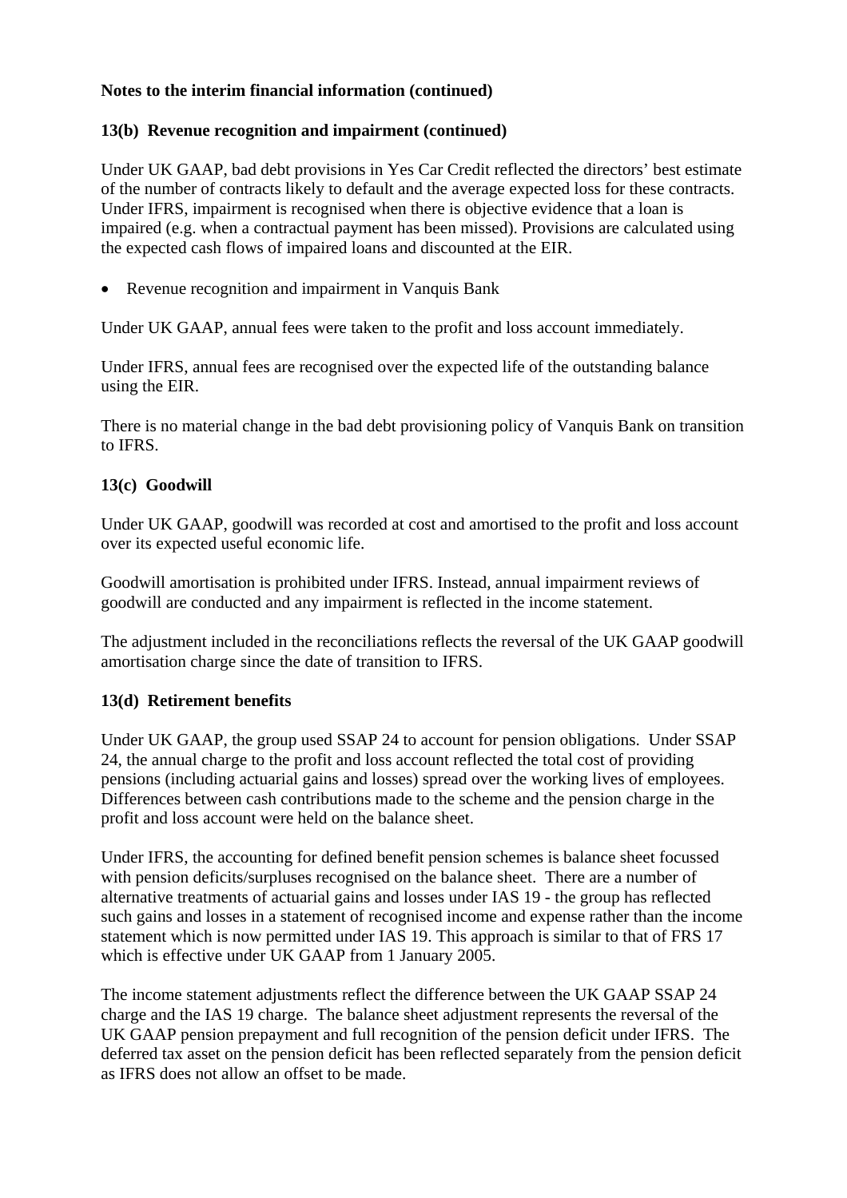**Notes to the interim financial information (continued)**

**13(b) Revenue recognition and impairment (continued)**

Under UK GAAP, bad debt provisions in Yes Car Credit reflected the directors' best estimate of the number of contracts likely to default and the average expected loss for these contracts. Under IFRS, impairment is recognised when there is objective evidence that a loan is impaired (e.g. when a contractual payment has been missed). Provisions are calculated using the expected cash flows of impaired loans and discounted at the EIR.

- Revenue recognition and impairment in Vanquis Bank

Under UK GAAP, annual fees were taken to the profit and loss account immediately.

Under IFRS, annual fees are recognised over the expected life of the outstanding balance using the EIR.

There is no material change in the bad debt provisioning policy of Vanquis Bank on transition to IFRS.

**13(c) Goodwill**

Under UK GAAP, goodwill was recorded at cost and amortised to the profit and loss account over its expected useful economic life.

Goodwill amortisation is prohibited under IFRS. Instead, annual impairment reviews of goodwill are conducted and any impairment is reflected in the income statement.

The adjustment included in the reconciliations reflects the reversal of the UK GAAP goodwill amortisation charge since the date of transition to IFRS.

**13(d) Retirement benefits**

Under UK GAAP, the group used SSAP 24 to account for pension obligations. Under SSAP 24, the annual charge to the profit and loss account reflected the total cost of providing pensions (including actuarial gains and losses) spread over the working lives of employees. Differences between cash contributions made to the scheme and the pension charge in the profit and loss account were held on the balance sheet.

Under IFRS, the accounting for defined benefit pension schemes is balance sheet focussed with pension deficits/surpluses recognised on the balance sheet. There are a number of alternative treatments of actuarial gains and losses under IAS 19 - the group has reflected such gains and losses in a statement of recognised income and expense rather than the income statement which is now permitted under IAS 19. This approach is similar to that of FRS 17 which is effective under UK GAAP from 1 January 2005.

The income statement adjustments reflect the difference between the UK GAAP SSAP 24 charge and the IAS 19 charge. The balance sheet adjustment represents the reversal of the UK GAAP pension prepayment and full recognition of the pension deficit under IFRS. The deferred tax asset on the pension deficit has been reflected separately from the pension deficit as IFRS does not allow an offset to be made.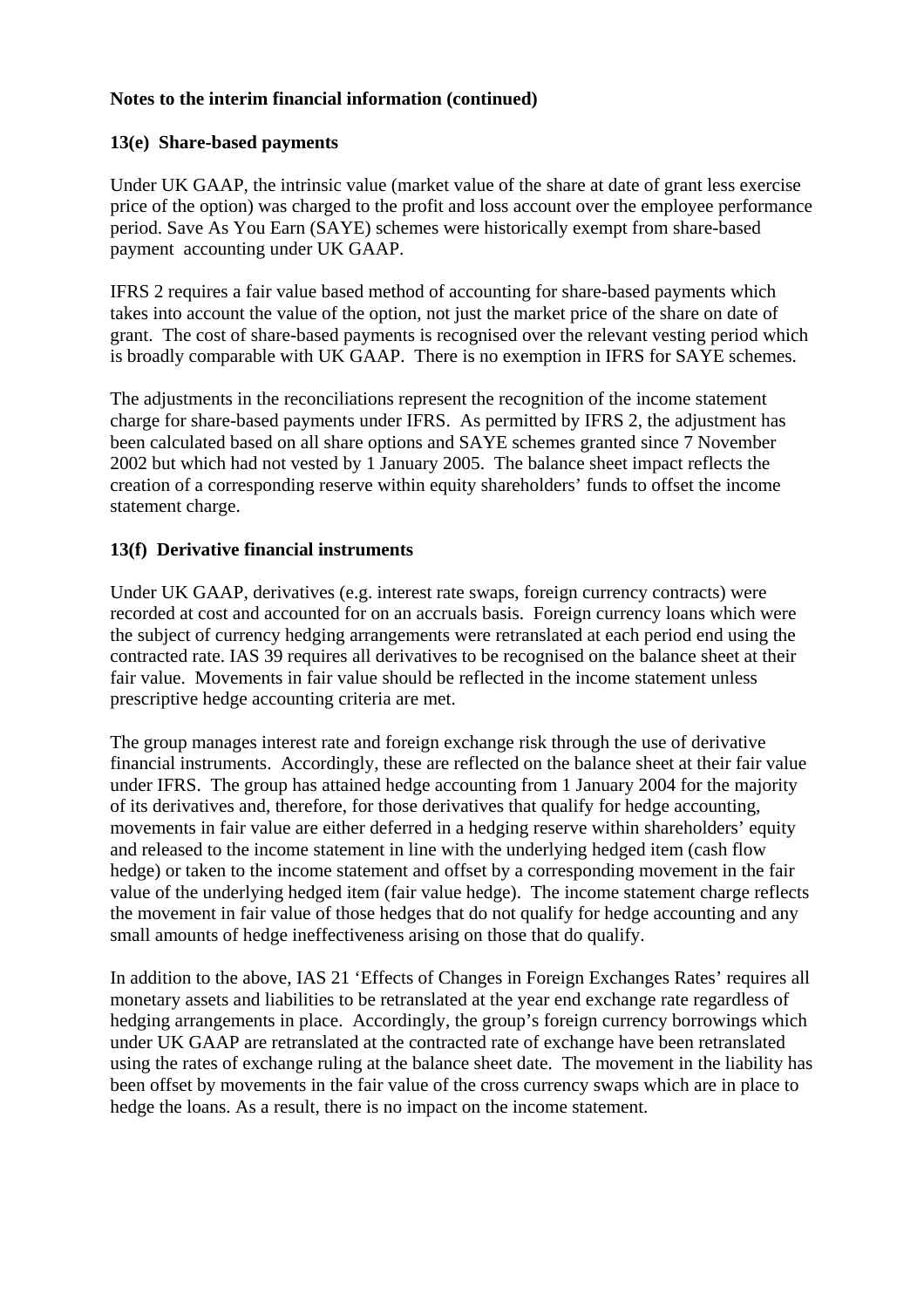**Notes to the interim financial information (continued)**

**13(e) Share-based payments**

Under UK GAAP, the intrinsic value (market value of the share at date of grant less exercise price of the option) was charged to the profit and loss account over the employee performance period. Save As You Earn (SAYE) schemes were historically exempt from share-based payment accounting under UK GAAP.

IFRS 2 requires a fair value based method of accounting for share-based payments which takes into account the value of the option, not just the market price of the share on date of grant. The cost of share-based payments is recognised over the relevant vesting period which is broadly comparable with UK GAAP. There is no exemption in IFRS for SAYE schemes.

The adjustments in the reconciliations represent the recognition of the income statement charge for share-based payments under IFRS. As permitted by IFRS 2, the adjustment has been calculated based on all share options and SAYE schemes granted since 7 November 2002 but which had not vested by 1 January 2005. The balance sheet impact reflects the creation of a corresponding reserve within equity shareholders' funds to offset the income statement charge.

**13(f) Derivative financial instruments**

Under UK GAAP, derivatives (e.g. interest rate swaps, foreign currency contracts) were recorded at cost and accounted for on an accruals basis. Foreign currency loans which were the subject of currency hedging arrangements were retranslated at each period end using the contracted rate. IAS 39 requires all derivatives to be recognised on the balance sheet at their fair value. Movements in fair value should be reflected in the income statement unless prescriptive hedge accounting criteria are met.

The group manages interest rate and foreign exchange risk through the use of derivative financial instruments. Accordingly, these are reflected on the balance sheet at their fair value under IFRS. The group has attained hedge accounting from 1 January 2004 for the majority of its derivatives and, therefore, for those derivatives that qualify for hedge accounting, movements in fair value are either deferred in a hedging reserve within shareholders' equity and released to the income statement in line with the underlying hedged item (cash flow hedge) or taken to the income statement and offset by a corresponding movement in the fair value of the underlying hedged item (fair value hedge). The income statement charge reflects the movement in fair value of those hedges that do not qualify for hedge accounting and any small amounts of hedge ineffectiveness arising on those that do qualify.

In addition to the above, IAS 21 'Effects of Changes in Foreign Exchanges Rates' requires all monetary assets and liabilities to be retranslated at the year end exchange rate regardless of hedging arrangements in place. Accordingly, the group's foreign currency borrowings which under UK GAAP are retranslated at the contracted rate of exchange have been retranslated using the rates of exchange ruling at the balance sheet date. The movement in the liability has been offset by movements in the fair value of the cross currency swaps which are in place to hedge the loans. As a result, there is no impact on the income statement.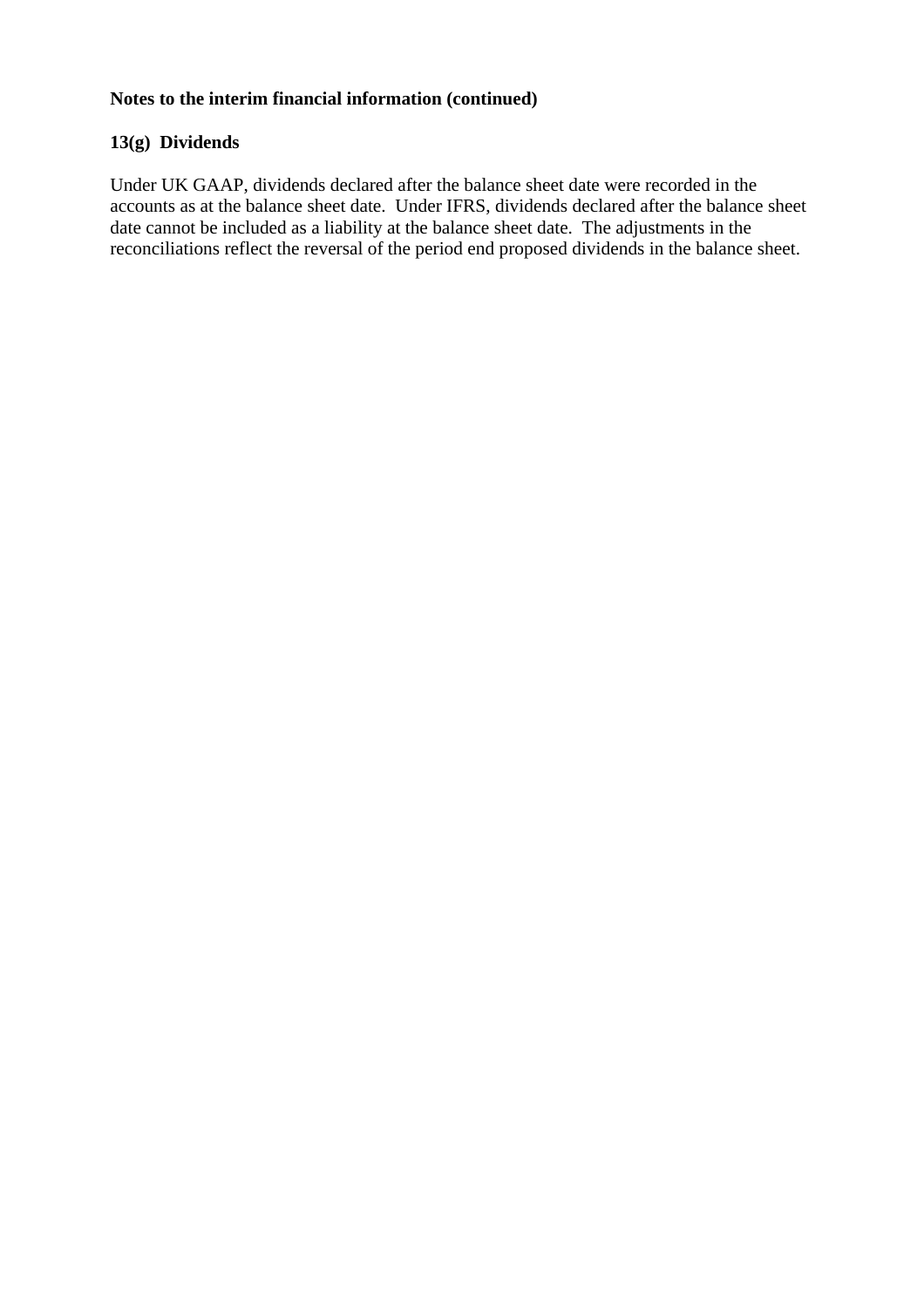**Notes to the interim financial information (continued)**

**13(g) Dividends**

Under UK GAAP, dividends declared after the balance sheet date were recorded in the accounts as at the balance sheet date. Under IFRS, dividends declared after the balance sheet date cannot be included as a liability at the balance sheet date. The adjustments in the reconciliations reflect the reversal of the period end proposed dividends in the balance sheet.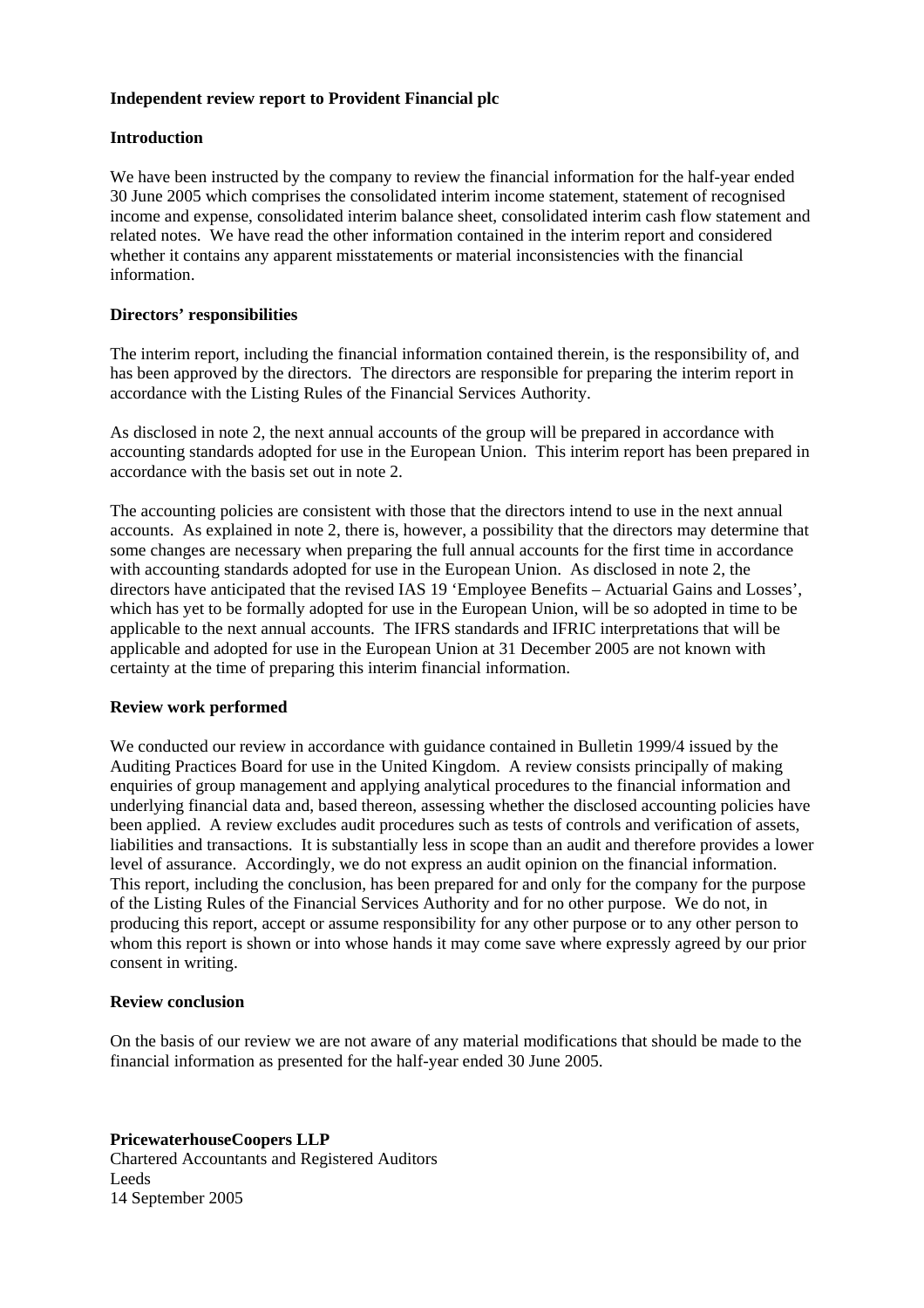## Independent review report to Provident Financial plc

### Introduction

We have been instructed by the company to review the financial information for the half-year ended 30 June 2005 which comprises the consolidated interim income statement, statement of recognised income and expense, consolidated interim balance sheet, consolidated interim cash flow statement and related notes. We have read the other information contained in the interim report and considered whether it contains any apparent misstatements or material inconsistencies with the financial information.

### Directors' responsibilities

The interim report, including the financial information contained therein, is the responsibility of, and has been approved by the directors. The directors are responsible for preparing the interim report in accordance with the Listing Rules of the Financial Services Authority.

As disclosed in note 2, the next annual accounts of the group will be prepared in accordance with accounting standards adopted for use in the European Union. This interim report has been prepared in accordance with the basis set out in note 2.

The accounting policies are consistent with those that the directors intend to use in the next annual accounts. As explained in note 2, there is, however, a possibility that the directors may determine that some changes are necessary when preparing the full annual accounts for the first time in accordance with accounting standards adopted for use in the European Union. As disclosed in note 2, the directors have anticipated that the revised IAS 19 'Employee Benefits – Actuarial Gains and Losses', which has yet to be formally adopted for use in the European Union, will be so adopted in time to be applicable to the next annual accounts. The IFRS standards and IFRIC interpretations that will be applicable and adopted for use in the European Union at 31 December 2005 are not known with certainty at the time of preparing this interim financial information.

### Review work performed

We conducted our review in accordance with guidance contained in Bulletin 1999/4 issued by the Auditing Practices Board for use in the United Kingdom. A review consists principally of making enquiries of group management and applying analytical procedures to the financial information and underlying financial data and, based thereon, assessing whether the disclosed accounting policies have been applied. A review excludes audit procedures such as tests of controls and verification of assets, liabilities and transactions. It is substantially less in scope than an audit and therefore provides a lower level of assurance. Accordingly, we do not express an audit opinion on the financial information. This report, including the conclusion, has been prepared for and only for the company for the purpose of the Listing Rules of the Financial Services Authority and for no other purpose. We do not, in producing this report, accept or assume responsibility for any other purpose or to any other person to whom this report is shown or into whose hands it may come save where expressly agreed by our prior consent in writing.

### Review conclusion

On the basis of our review we are not aware of any material modifications that should be made to the financial information as presented for the half-year ended 30 June 2005.

**PricewaterhouseCoopers LLP**
Chartered Accountants and Registered Auditors
Leeds
14 September 2005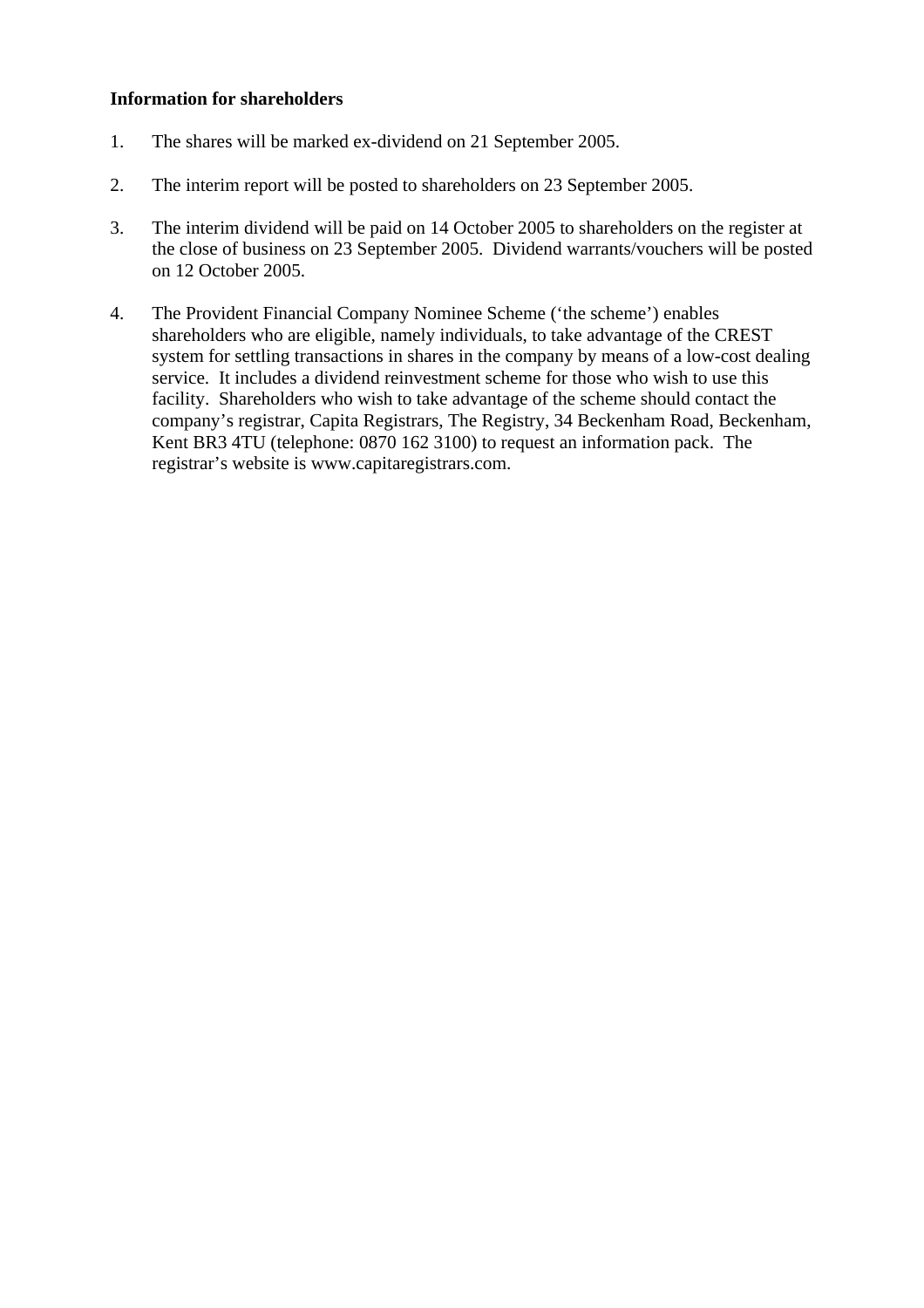**Information for shareholders**

1. The shares will be marked ex-dividend on 21 September 2005.

2. The interim report will be posted to shareholders on 23 September 2005.

3. The interim dividend will be paid on 14 October 2005 to shareholders on the register at the close of business on 23 September 2005. Dividend warrants/vouchers will be posted on 12 October 2005.

4. The Provident Financial Company Nominee Scheme ('the scheme') enables shareholders who are eligible, namely individuals, to take advantage of the CREST system for settling transactions in shares in the company by means of a low-cost dealing service. It includes a dividend reinvestment scheme for those who wish to use this facility. Shareholders who wish to take advantage of the scheme should contact the company's registrar, Capita Registrars, The Registry, 34 Beckenham Road, Beckenham, Kent BR3 4TU (telephone: 0870 162 3100) to request an information pack. The registrar's website is www.capitaregistrars.com.